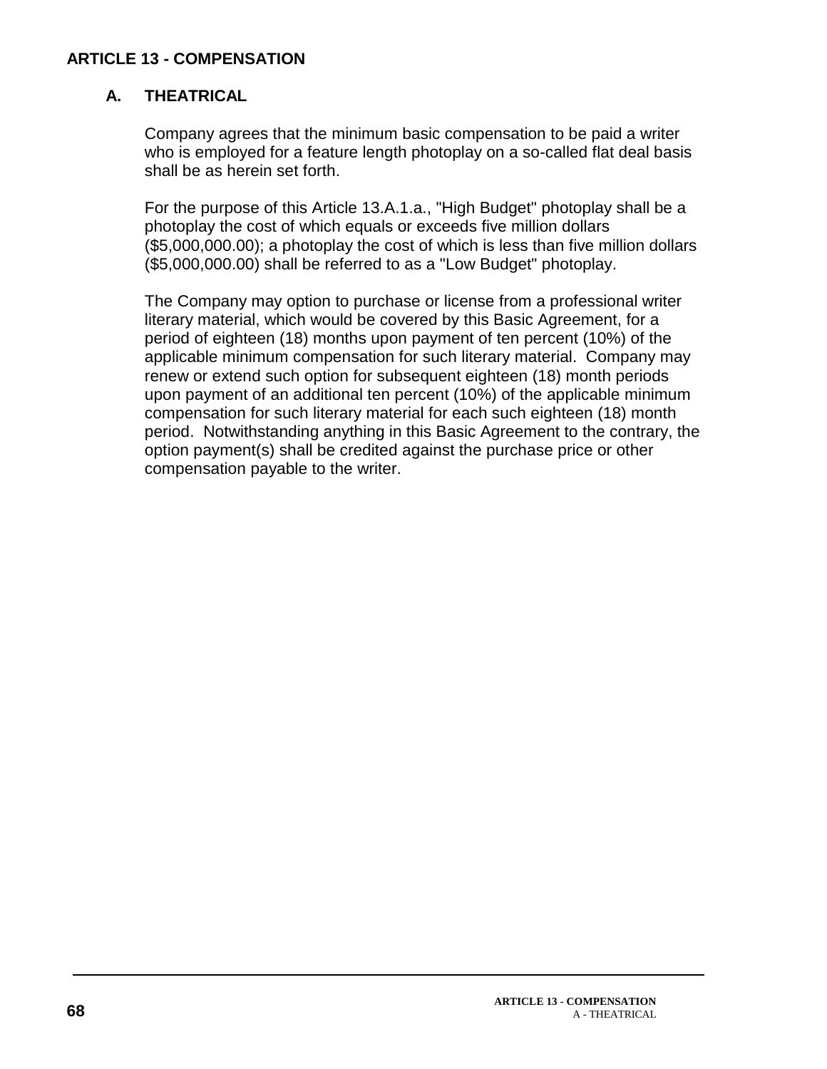# ARTICLE 13 - COMPENSATION

## A. THEATRICAL

Company agrees that the minimum basic compensation to be paid a writer who is employed for a feature length photoplay on a so-called flat deal basis shall be as herein set forth.

For the purpose of this Article 13.A.1.a., "High Budget" photoplay shall be a photoplay the cost of which equals or exceeds five million dollars ($5,000,000.00); a photoplay the cost of which is less than five million dollars ($5,000,000.00) shall be referred to as a "Low Budget" photoplay.

The Company may option to purchase or license from a professional writer literary material, which would be covered by this Basic Agreement, for a period of eighteen (18) months upon payment of ten percent (10%) of the applicable minimum compensation for such literary material. Company may renew or extend such option for subsequent eighteen (18) month periods upon payment of an additional ten percent (10%) of the applicable minimum compensation for such literary material for each such eighteen (18) month period. Notwithstanding anything in this Basic Agreement to the contrary, the option payment(s) shall be credited against the purchase price or other compensation payable to the writer.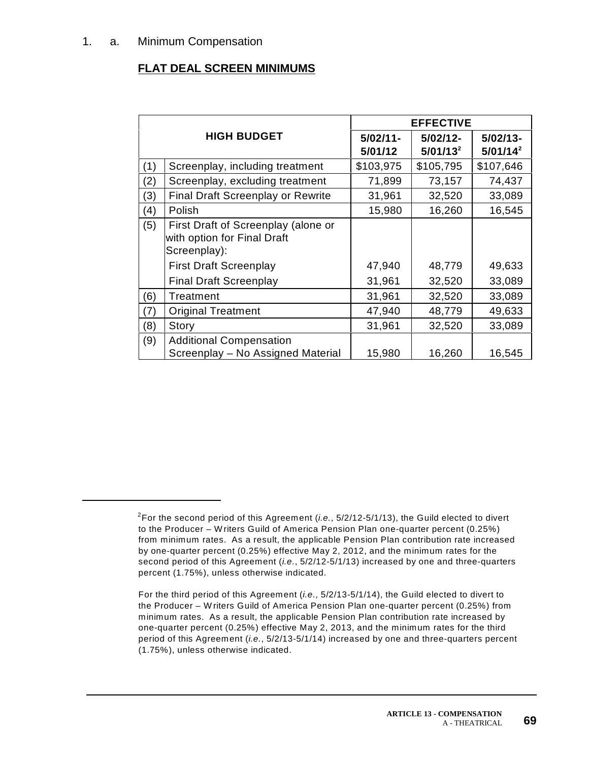1. a. Minimum Compensation

**FLAT DEAL SCREEN MINIMUMS**

| HIGH BUDGET | | EFFECTIVE | | |
|---|---|---|---|---|
| | | **5/02/11-5/01/12** | **5/02/12-5/01/13[2]** | **5/02/13-5/01/14[2]** |
| (1) | Screenplay, including treatment | $103,975 | $105,795 | $107,646 |
| (2) | Screenplay, excluding treatment | 71,899 | 73,157 | 74,437 |
| (3) | Final Draft Screenplay or Rewrite | 31,961 | 32,520 | 33,089 |
| (4) | Polish | 15,980 | 16,260 | 16,545 |
| (5) | First Draft of Screenplay (alone or with option for Final Draft Screenplay): | | | |
| | First Draft Screenplay | 47,940 | 48,779 | 49,633 |
| | Final Draft Screenplay | 31,961 | 32,520 | 33,089 |
| (6) | Treatment | 31,961 | 32,520 | 33,089 |
| (7) | Original Treatment | 47,940 | 48,779 | 49,633 |
| (8) | Story | 31,961 | 32,520 | 33,089 |
| (9) | Additional Compensation Screenplay – No Assigned Material | 15,980 | 16,260 | 16,545 |

[2]For the second period of this Agreement (*i.e.*, 5/2/12-5/1/13), the Guild elected to divert to the Producer – Writers Guild of America Pension Plan one-quarter percent (0.25%) from minimum rates. As a result, the applicable Pension Plan contribution rate increased by one-quarter percent (0.25%) effective May 2, 2012, and the minimum rates for the second period of this Agreement (*i.e.*, 5/2/12-5/1/13) increased by one and three-quarters percent (1.75%), unless otherwise indicated.

For the third period of this Agreement (*i.e.*, 5/2/13-5/1/14), the Guild elected to divert to the Producer – Writers Guild of America Pension Plan one-quarter percent (0.25%) from minimum rates. As a result, the applicable Pension Plan contribution rate increased by one-quarter percent (0.25%) effective May 2, 2013, and the minimum rates for the third period of this Agreement (*i.e.*, 5/2/13-5/1/14) increased by one and three-quarters percent (1.75%), unless otherwise indicated.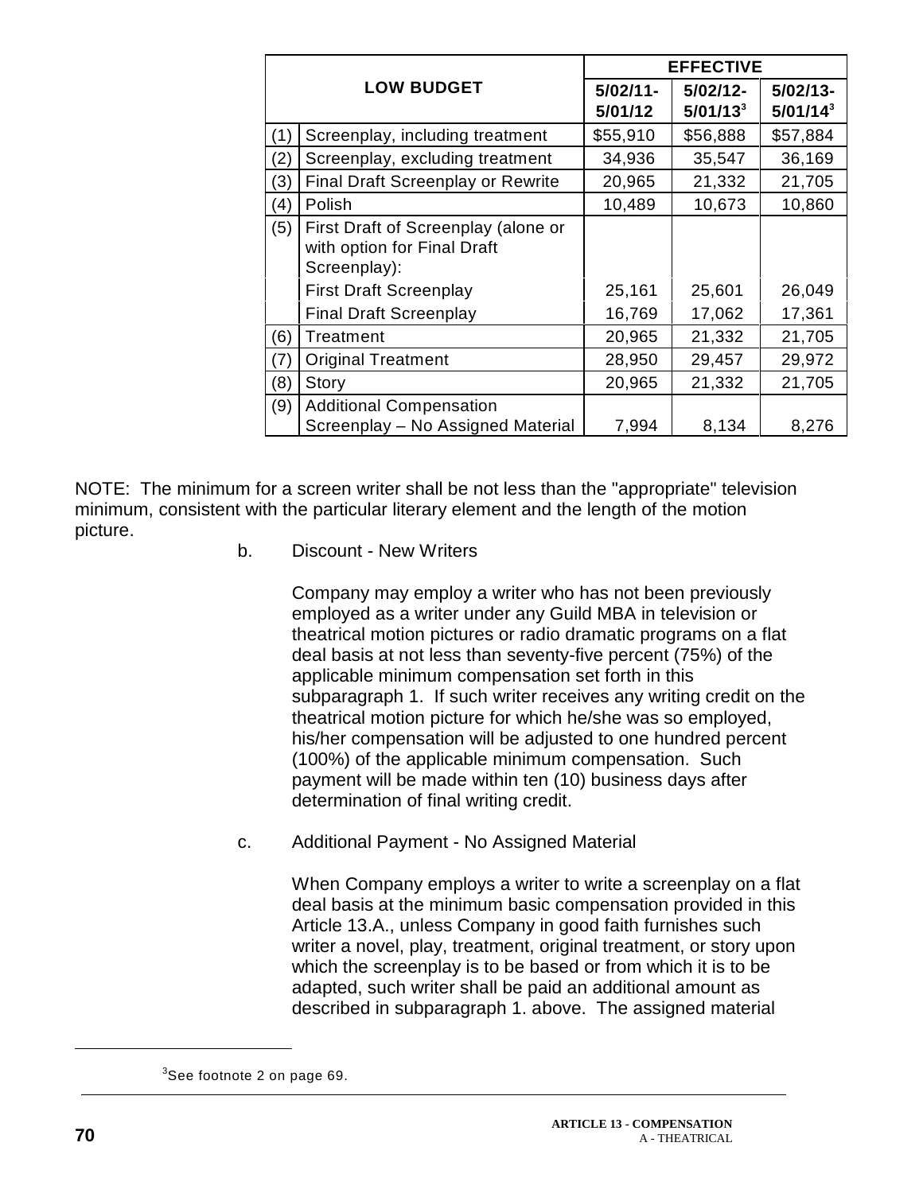| LOW BUDGET | | EFFECTIVE | | |
|---|---|---|---|---|
| | | 5/02/11-5/01/12 | 5/02/12-5/01/13[3] | 5/02/13-5/01/14[3] |
| (1) | Screenplay, including treatment | $55,910 | $56,888 | $57,884 |
| (2) | Screenplay, excluding treatment | 34,936 | 35,547 | 36,169 |
| (3) | Final Draft Screenplay or Rewrite | 20,965 | 21,332 | 21,705 |
| (4) | Polish | 10,489 | 10,673 | 10,860 |
| (5) | First Draft of Screenplay (alone or with option for Final Draft Screenplay): | | | |
| | First Draft Screenplay | 25,161 | 25,601 | 26,049 |
| | Final Draft Screenplay | 16,769 | 17,062 | 17,361 |
| (6) | Treatment | 20,965 | 21,332 | 21,705 |
| (7) | Original Treatment | 28,950 | 29,457 | 29,972 |
| (8) | Story | 20,965 | 21,332 | 21,705 |
| (9) | Additional Compensation Screenplay – No Assigned Material | 7,994 | 8,134 | 8,276 |

NOTE: The minimum for a screen writer shall be not less than the "appropriate" television minimum, consistent with the particular literary element and the length of the motion picture.

b. Discount - New Writers

Company may employ a writer who has not been previously employed as a writer under any Guild MBA in television or theatrical motion pictures or radio dramatic programs on a flat deal basis at not less than seventy-five percent (75%) of the applicable minimum compensation set forth in this subparagraph 1. If such writer receives any writing credit on the theatrical motion picture for which he/she was so employed, his/her compensation will be adjusted to one hundred percent (100%) of the applicable minimum compensation. Such payment will be made within ten (10) business days after determination of final writing credit.

c. Additional Payment - No Assigned Material

When Company employs a writer to write a screenplay on a flat deal basis at the minimum basic compensation provided in this Article 13.A., unless Company in good faith furnishes such writer a novel, play, treatment, original treatment, or story upon which the screenplay is to be based or from which it is to be adapted, such writer shall be paid an additional amount as described in subparagraph 1. above. The assigned material

[3]See footnote 2 on page 69.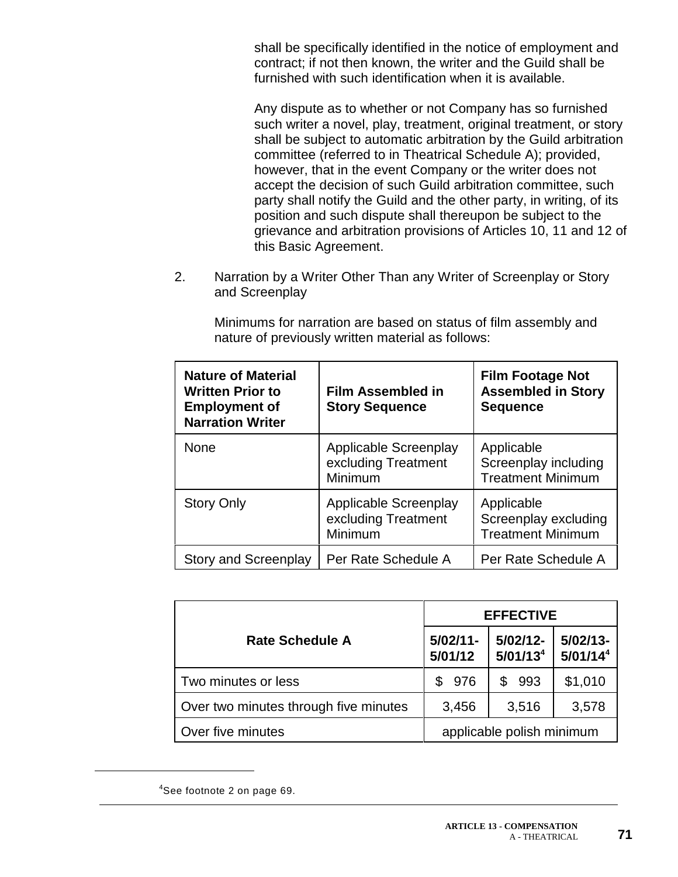shall be specifically identified in the notice of employment and contract; if not then known, the writer and the Guild shall be furnished with such identification when it is available.

Any dispute as to whether or not Company has so furnished such writer a novel, play, treatment, original treatment, or story shall be subject to automatic arbitration by the Guild arbitration committee (referred to in Theatrical Schedule A); provided, however, that in the event Company or the writer does not accept the decision of such Guild arbitration committee, such party shall notify the Guild and the other party, in writing, of its position and such dispute shall thereupon be subject to the grievance and arbitration provisions of Articles 10, 11 and 12 of this Basic Agreement.

2. Narration by a Writer Other Than any Writer of Screenplay or Story and Screenplay

Minimums for narration are based on status of film assembly and nature of previously written material as follows:

| **Nature of Material Written Prior to Employment of Narration Writer** | **Film Assembled in Story Sequence** | **Film Footage Not Assembled in Story Sequence** |
|---|---|---|
| None | Applicable Screenplay excluding Treatment Minimum | Applicable Screenplay including Treatment Minimum |
| Story Only | Applicable Screenplay excluding Treatment Minimum | Applicable Screenplay excluding Treatment Minimum |
| Story and Screenplay | Per Rate Schedule A | Per Rate Schedule A |

| **Rate Schedule A** | **EFFECTIVE** | | |
|---|---|---|---|
| | **5/02/11-5/01/12** | **5/02/12-5/01/13[4]** | **5/02/13-5/01/14[4]** |
| Two minutes or less | $ 976 | $ 993 | $1,010 |
| Over two minutes through five minutes | 3,456 | 3,516 | 3,578 |
| Over five minutes | applicable polish minimum | | |

[4]See footnote 2 on page 69.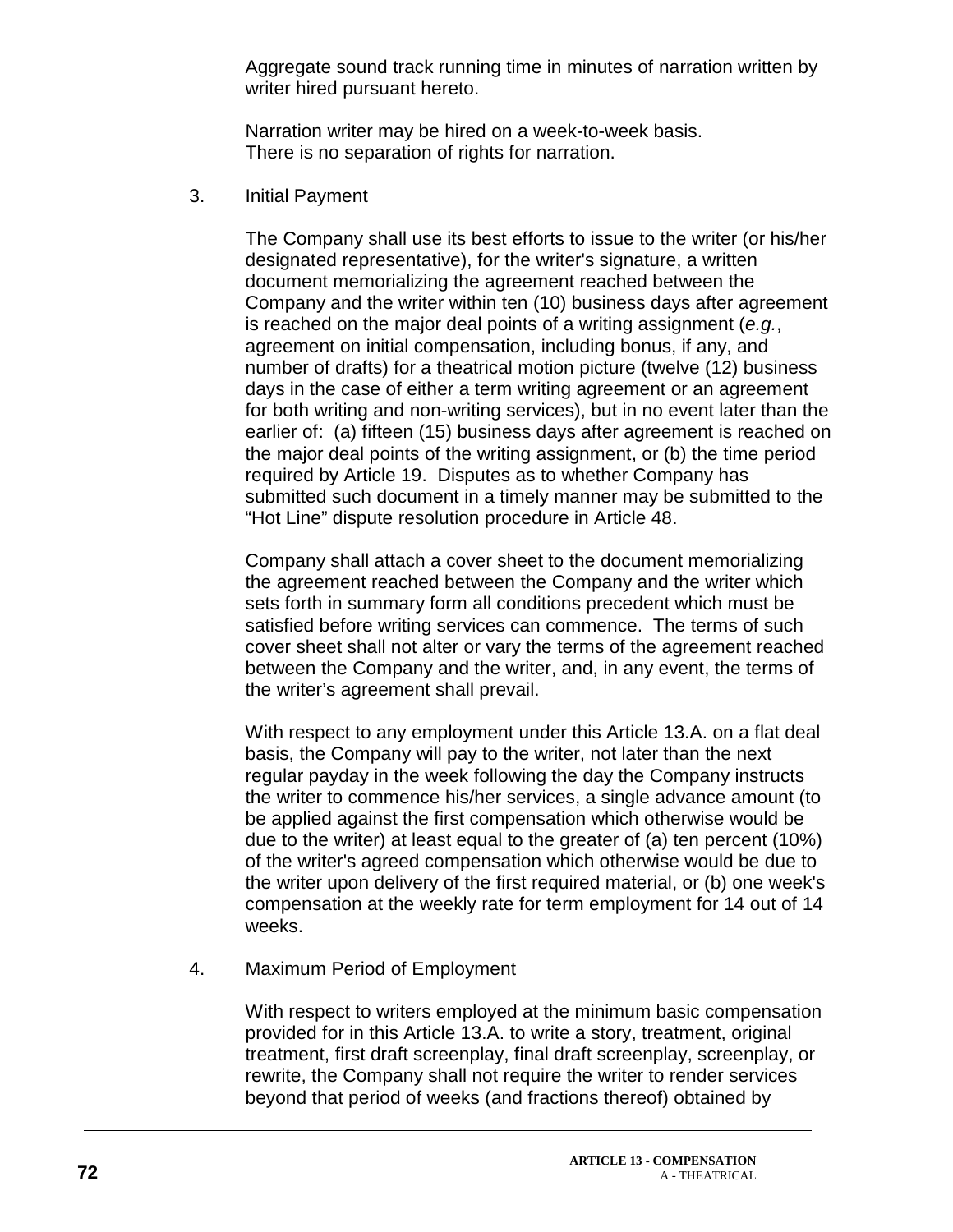Aggregate sound track running time in minutes of narration written by writer hired pursuant hereto.

Narration writer may be hired on a week-to-week basis.
There is no separation of rights for narration.

3. Initial Payment

The Company shall use its best efforts to issue to the writer (or his/her designated representative), for the writer's signature, a written document memorializing the agreement reached between the Company and the writer within ten (10) business days after agreement is reached on the major deal points of a writing assignment (*e.g.*, agreement on initial compensation, including bonus, if any, and number of drafts) for a theatrical motion picture (twelve (12) business days in the case of either a term writing agreement or an agreement for both writing and non-writing services), but in no event later than the earlier of: (a) fifteen (15) business days after agreement is reached on the major deal points of the writing assignment, or (b) the time period required by Article 19. Disputes as to whether Company has submitted such document in a timely manner may be submitted to the "Hot Line" dispute resolution procedure in Article 48.

Company shall attach a cover sheet to the document memorializing the agreement reached between the Company and the writer which sets forth in summary form all conditions precedent which must be satisfied before writing services can commence. The terms of such cover sheet shall not alter or vary the terms of the agreement reached between the Company and the writer, and, in any event, the terms of the writer's agreement shall prevail.

With respect to any employment under this Article 13.A. on a flat deal basis, the Company will pay to the writer, not later than the next regular payday in the week following the day the Company instructs the writer to commence his/her services, a single advance amount (to be applied against the first compensation which otherwise would be due to the writer) at least equal to the greater of (a) ten percent (10%) of the writer's agreed compensation which otherwise would be due to the writer upon delivery of the first required material, or (b) one week's compensation at the weekly rate for term employment for 14 out of 14 weeks.

4. Maximum Period of Employment

With respect to writers employed at the minimum basic compensation provided for in this Article 13.A. to write a story, treatment, original treatment, first draft screenplay, final draft screenplay, screenplay, or rewrite, the Company shall not require the writer to render services beyond that period of weeks (and fractions thereof) obtained by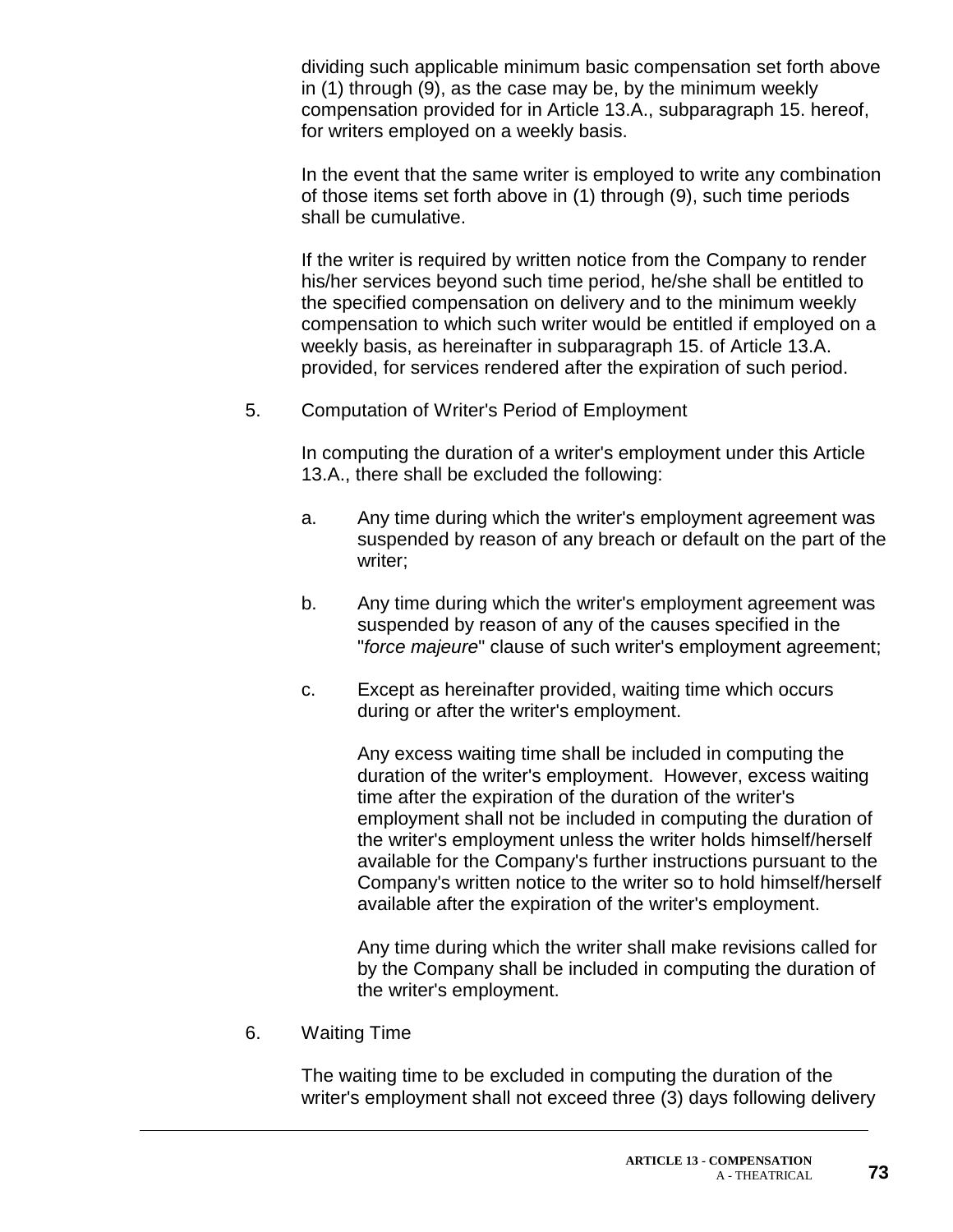dividing such applicable minimum basic compensation set forth above in (1) through (9), as the case may be, by the minimum weekly compensation provided for in Article 13.A., subparagraph 15. hereof, for writers employed on a weekly basis.

In the event that the same writer is employed to write any combination of those items set forth above in (1) through (9), such time periods shall be cumulative.

If the writer is required by written notice from the Company to render his/her services beyond such time period, he/she shall be entitled to the specified compensation on delivery and to the minimum weekly compensation to which such writer would be entitled if employed on a weekly basis, as hereinafter in subparagraph 15. of Article 13.A. provided, for services rendered after the expiration of such period.

5. Computation of Writer's Period of Employment

In computing the duration of a writer's employment under this Article 13.A., there shall be excluded the following:

a. Any time during which the writer's employment agreement was suspended by reason of any breach or default on the part of the writer;

b. Any time during which the writer's employment agreement was suspended by reason of any of the causes specified in the "*force majeure*" clause of such writer's employment agreement;

c. Except as hereinafter provided, waiting time which occurs during or after the writer's employment.

Any excess waiting time shall be included in computing the duration of the writer's employment. However, excess waiting time after the expiration of the duration of the writer's employment shall not be included in computing the duration of the writer's employment unless the writer holds himself/herself available for the Company's further instructions pursuant to the Company's written notice to the writer so to hold himself/herself available after the expiration of the writer's employment.

Any time during which the writer shall make revisions called for by the Company shall be included in computing the duration of the writer's employment.

6. Waiting Time

The waiting time to be excluded in computing the duration of the writer's employment shall not exceed three (3) days following delivery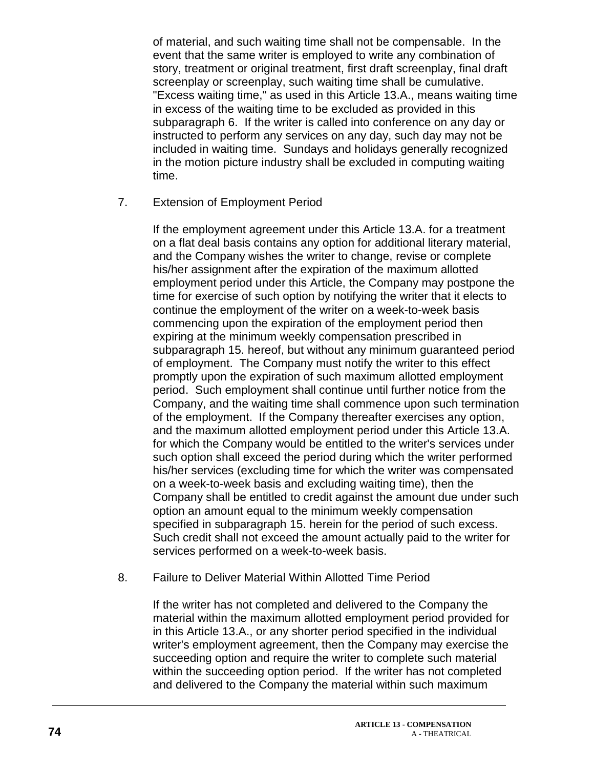of material, and such waiting time shall not be compensable. In the event that the same writer is employed to write any combination of story, treatment or original treatment, first draft screenplay, final draft screenplay or screenplay, such waiting time shall be cumulative. "Excess waiting time," as used in this Article 13.A., means waiting time in excess of the waiting time to be excluded as provided in this subparagraph 6. If the writer is called into conference on any day or instructed to perform any services on any day, such day may not be included in waiting time. Sundays and holidays generally recognized in the motion picture industry shall be excluded in computing waiting time.

7. Extension of Employment Period

If the employment agreement under this Article 13.A. for a treatment on a flat deal basis contains any option for additional literary material, and the Company wishes the writer to change, revise or complete his/her assignment after the expiration of the maximum allotted employment period under this Article, the Company may postpone the time for exercise of such option by notifying the writer that it elects to continue the employment of the writer on a week-to-week basis commencing upon the expiration of the employment period then expiring at the minimum weekly compensation prescribed in subparagraph 15. hereof, but without any minimum guaranteed period of employment. The Company must notify the writer to this effect promptly upon the expiration of such maximum allotted employment period. Such employment shall continue until further notice from the Company, and the waiting time shall commence upon such termination of the employment. If the Company thereafter exercises any option, and the maximum allotted employment period under this Article 13.A. for which the Company would be entitled to the writer's services under such option shall exceed the period during which the writer performed his/her services (excluding time for which the writer was compensated on a week-to-week basis and excluding waiting time), then the Company shall be entitled to credit against the amount due under such option an amount equal to the minimum weekly compensation specified in subparagraph 15. herein for the period of such excess. Such credit shall not exceed the amount actually paid to the writer for services performed on a week-to-week basis.

8. Failure to Deliver Material Within Allotted Time Period

If the writer has not completed and delivered to the Company the material within the maximum allotted employment period provided for in this Article 13.A., or any shorter period specified in the individual writer's employment agreement, then the Company may exercise the succeeding option and require the writer to complete such material within the succeeding option period. If the writer has not completed and delivered to the Company the material within such maximum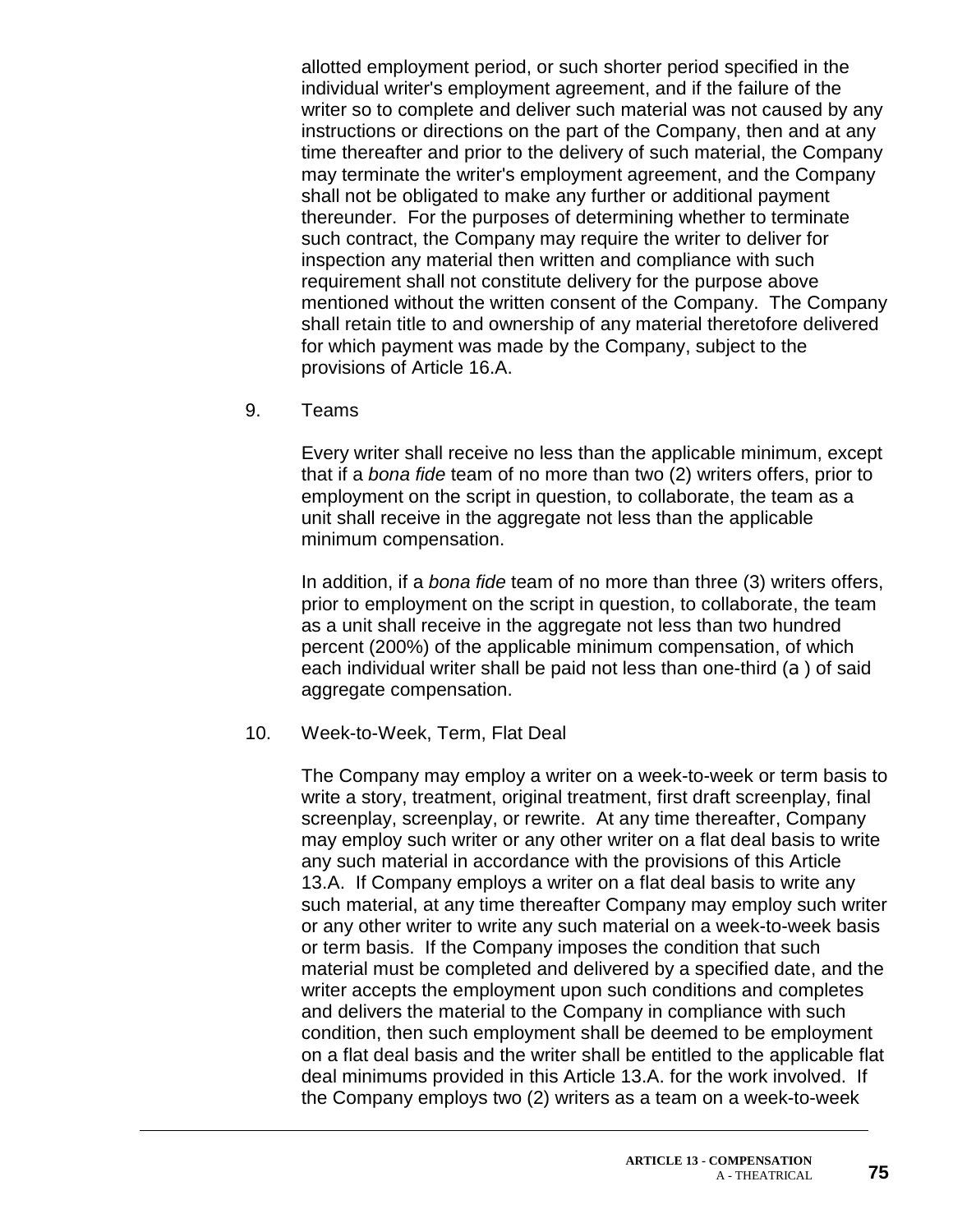allotted employment period, or such shorter period specified in the individual writer's employment agreement, and if the failure of the writer so to complete and deliver such material was not caused by any instructions or directions on the part of the Company, then and at any time thereafter and prior to the delivery of such material, the Company may terminate the writer's employment agreement, and the Company shall not be obligated to make any further or additional payment thereunder. For the purposes of determining whether to terminate such contract, the Company may require the writer to deliver for inspection any material then written and compliance with such requirement shall not constitute delivery for the purpose above mentioned without the written consent of the Company. The Company shall retain title to and ownership of any material theretofore delivered for which payment was made by the Company, subject to the provisions of Article 16.A.

9. Teams

Every writer shall receive no less than the applicable minimum, except that if a *bona fide* team of no more than two (2) writers offers, prior to employment on the script in question, to collaborate, the team as a unit shall receive in the aggregate not less than the applicable minimum compensation.

In addition, if a *bona fide* team of no more than three (3) writers offers, prior to employment on the script in question, to collaborate, the team as a unit shall receive in the aggregate not less than two hundred percent (200%) of the applicable minimum compensation, of which each individual writer shall be paid not less than one-third (a ) of said aggregate compensation.

10. Week-to-Week, Term, Flat Deal

The Company may employ a writer on a week-to-week or term basis to write a story, treatment, original treatment, first draft screenplay, final screenplay, screenplay, or rewrite. At any time thereafter, Company may employ such writer or any other writer on a flat deal basis to write any such material in accordance with the provisions of this Article 13.A. If Company employs a writer on a flat deal basis to write any such material, at any time thereafter Company may employ such writer or any other writer to write any such material on a week-to-week basis or term basis. If the Company imposes the condition that such material must be completed and delivered by a specified date, and the writer accepts the employment upon such conditions and completes and delivers the material to the Company in compliance with such condition, then such employment shall be deemed to be employment on a flat deal basis and the writer shall be entitled to the applicable flat deal minimums provided in this Article 13.A. for the work involved. If the Company employs two (2) writers as a team on a week-to-week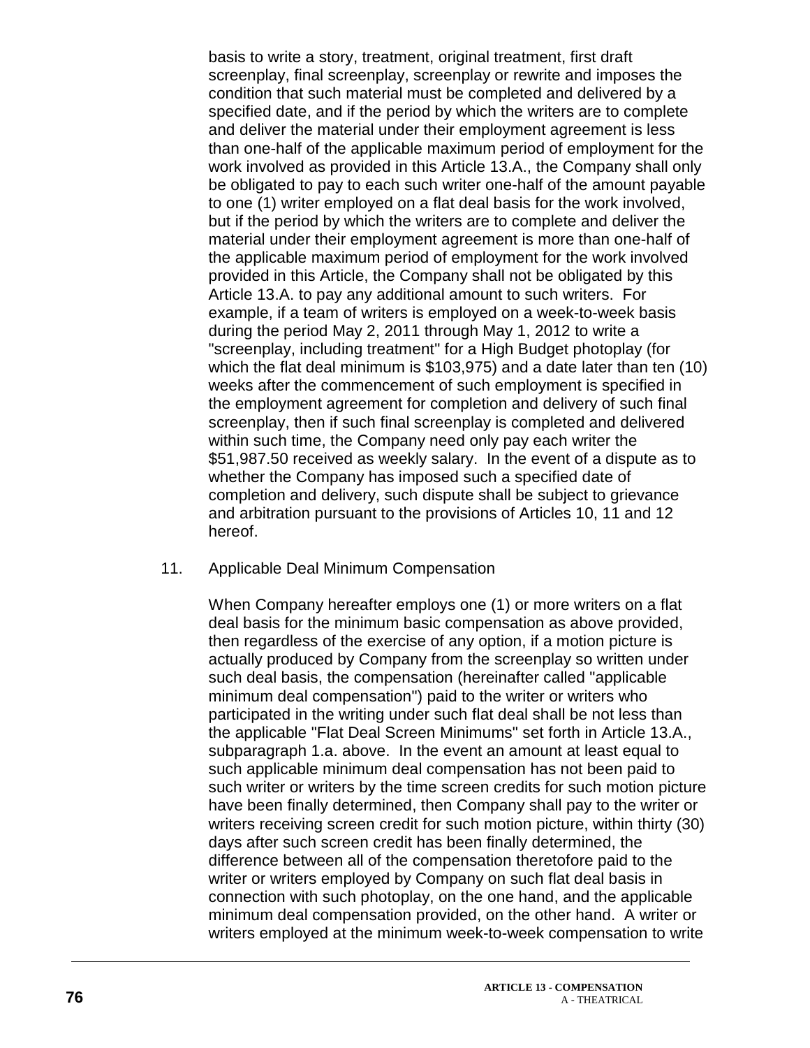basis to write a story, treatment, original treatment, first draft screenplay, final screenplay, screenplay or rewrite and imposes the condition that such material must be completed and delivered by a specified date, and if the period by which the writers are to complete and deliver the material under their employment agreement is less than one-half of the applicable maximum period of employment for the work involved as provided in this Article 13.A., the Company shall only be obligated to pay to each such writer one-half of the amount payable to one (1) writer employed on a flat deal basis for the work involved, but if the period by which the writers are to complete and deliver the material under their employment agreement is more than one-half of the applicable maximum period of employment for the work involved provided in this Article, the Company shall not be obligated by this Article 13.A. to pay any additional amount to such writers. For example, if a team of writers is employed on a week-to-week basis during the period May 2, 2011 through May 1, 2012 to write a "screenplay, including treatment" for a High Budget photoplay (for which the flat deal minimum is $103,975) and a date later than ten (10) weeks after the commencement of such employment is specified in the employment agreement for completion and delivery of such final screenplay, then if such final screenplay is completed and delivered within such time, the Company need only pay each writer the $51,987.50 received as weekly salary. In the event of a dispute as to whether the Company has imposed such a specified date of completion and delivery, such dispute shall be subject to grievance and arbitration pursuant to the provisions of Articles 10, 11 and 12 hereof.

11. Applicable Deal Minimum Compensation

When Company hereafter employs one (1) or more writers on a flat deal basis for the minimum basic compensation as above provided, then regardless of the exercise of any option, if a motion picture is actually produced by Company from the screenplay so written under such deal basis, the compensation (hereinafter called "applicable minimum deal compensation") paid to the writer or writers who participated in the writing under such flat deal shall be not less than the applicable "Flat Deal Screen Minimums" set forth in Article 13.A., subparagraph 1.a. above. In the event an amount at least equal to such applicable minimum deal compensation has not been paid to such writer or writers by the time screen credits for such motion picture have been finally determined, then Company shall pay to the writer or writers receiving screen credit for such motion picture, within thirty (30) days after such screen credit has been finally determined, the difference between all of the compensation theretofore paid to the writer or writers employed by Company on such flat deal basis in connection with such photoplay, on the one hand, and the applicable minimum deal compensation provided, on the other hand. A writer or writers employed at the minimum week-to-week compensation to write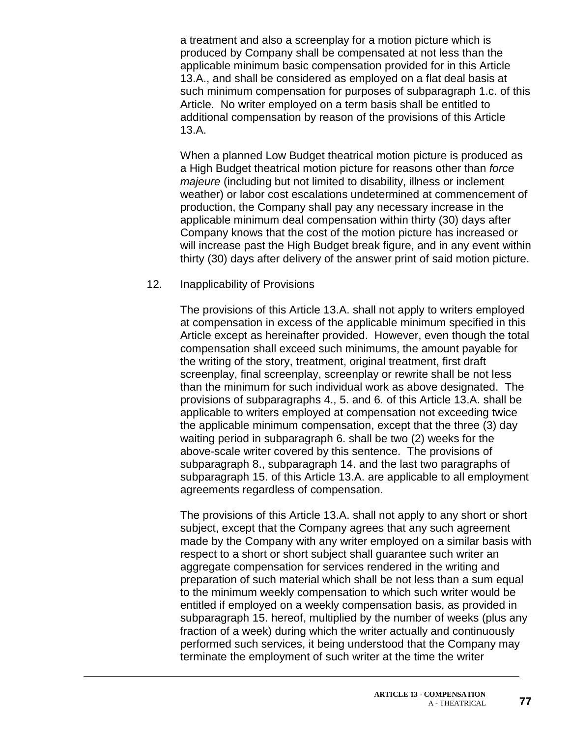a treatment and also a screenplay for a motion picture which is produced by Company shall be compensated at not less than the applicable minimum basic compensation provided for in this Article 13.A., and shall be considered as employed on a flat deal basis at such minimum compensation for purposes of subparagraph 1.c. of this Article. No writer employed on a term basis shall be entitled to additional compensation by reason of the provisions of this Article 13.A.

When a planned Low Budget theatrical motion picture is produced as a High Budget theatrical motion picture for reasons other than *force majeure* (including but not limited to disability, illness or inclement weather) or labor cost escalations undetermined at commencement of production, the Company shall pay any necessary increase in the applicable minimum deal compensation within thirty (30) days after Company knows that the cost of the motion picture has increased or will increase past the High Budget break figure, and in any event within thirty (30) days after delivery of the answer print of said motion picture.

12. Inapplicability of Provisions

The provisions of this Article 13.A. shall not apply to writers employed at compensation in excess of the applicable minimum specified in this Article except as hereinafter provided. However, even though the total compensation shall exceed such minimums, the amount payable for the writing of the story, treatment, original treatment, first draft screenplay, final screenplay, screenplay or rewrite shall be not less than the minimum for such individual work as above designated. The provisions of subparagraphs 4., 5. and 6. of this Article 13.A. shall be applicable to writers employed at compensation not exceeding twice the applicable minimum compensation, except that the three (3) day waiting period in subparagraph 6. shall be two (2) weeks for the above-scale writer covered by this sentence. The provisions of subparagraph 8., subparagraph 14. and the last two paragraphs of subparagraph 15. of this Article 13.A. are applicable to all employment agreements regardless of compensation.

The provisions of this Article 13.A. shall not apply to any short or short subject, except that the Company agrees that any such agreement made by the Company with any writer employed on a similar basis with respect to a short or short subject shall guarantee such writer an aggregate compensation for services rendered in the writing and preparation of such material which shall be not less than a sum equal to the minimum weekly compensation to which such writer would be entitled if employed on a weekly compensation basis, as provided in subparagraph 15. hereof, multiplied by the number of weeks (plus any fraction of a week) during which the writer actually and continuously performed such services, it being understood that the Company may terminate the employment of such writer at the time the writer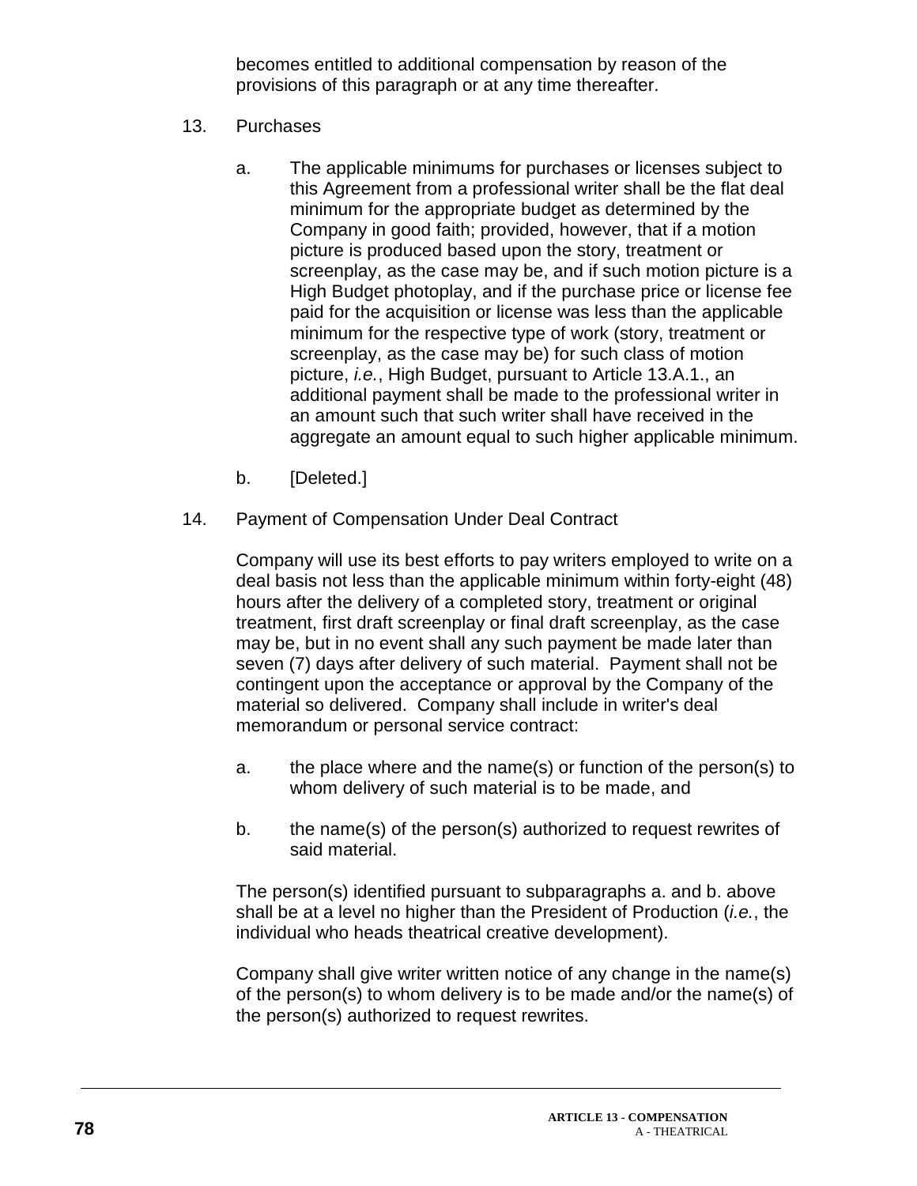becomes entitled to additional compensation by reason of the provisions of this paragraph or at any time thereafter.

13. Purchases

    a. The applicable minimums for purchases or licenses subject to this Agreement from a professional writer shall be the flat deal minimum for the appropriate budget as determined by the Company in good faith; provided, however, that if a motion picture is produced based upon the story, treatment or screenplay, as the case may be, and if such motion picture is a High Budget photoplay, and if the purchase price or license fee paid for the acquisition or license was less than the applicable minimum for the respective type of work (story, treatment or screenplay, as the case may be) for such class of motion picture, *i.e.*, High Budget, pursuant to Article 13.A.1., an additional payment shall be made to the professional writer in an amount such that such writer shall have received in the aggregate an amount equal to such higher applicable minimum.

    b. [Deleted.]

14. Payment of Compensation Under Deal Contract

    Company will use its best efforts to pay writers employed to write on a deal basis not less than the applicable minimum within forty-eight (48) hours after the delivery of a completed story, treatment or original treatment, first draft screenplay or final draft screenplay, as the case may be, but in no event shall any such payment be made later than seven (7) days after delivery of such material. Payment shall not be contingent upon the acceptance or approval by the Company of the material so delivered. Company shall include in writer's deal memorandum or personal service contract:

    a. the place where and the name(s) or function of the person(s) to whom delivery of such material is to be made, and

    b. the name(s) of the person(s) authorized to request rewrites of said material.

    The person(s) identified pursuant to subparagraphs a. and b. above shall be at a level no higher than the President of Production (*i.e.*, the individual who heads theatrical creative development).

    Company shall give writer written notice of any change in the name(s) of the person(s) to whom delivery is to be made and/or the name(s) of the person(s) authorized to request rewrites.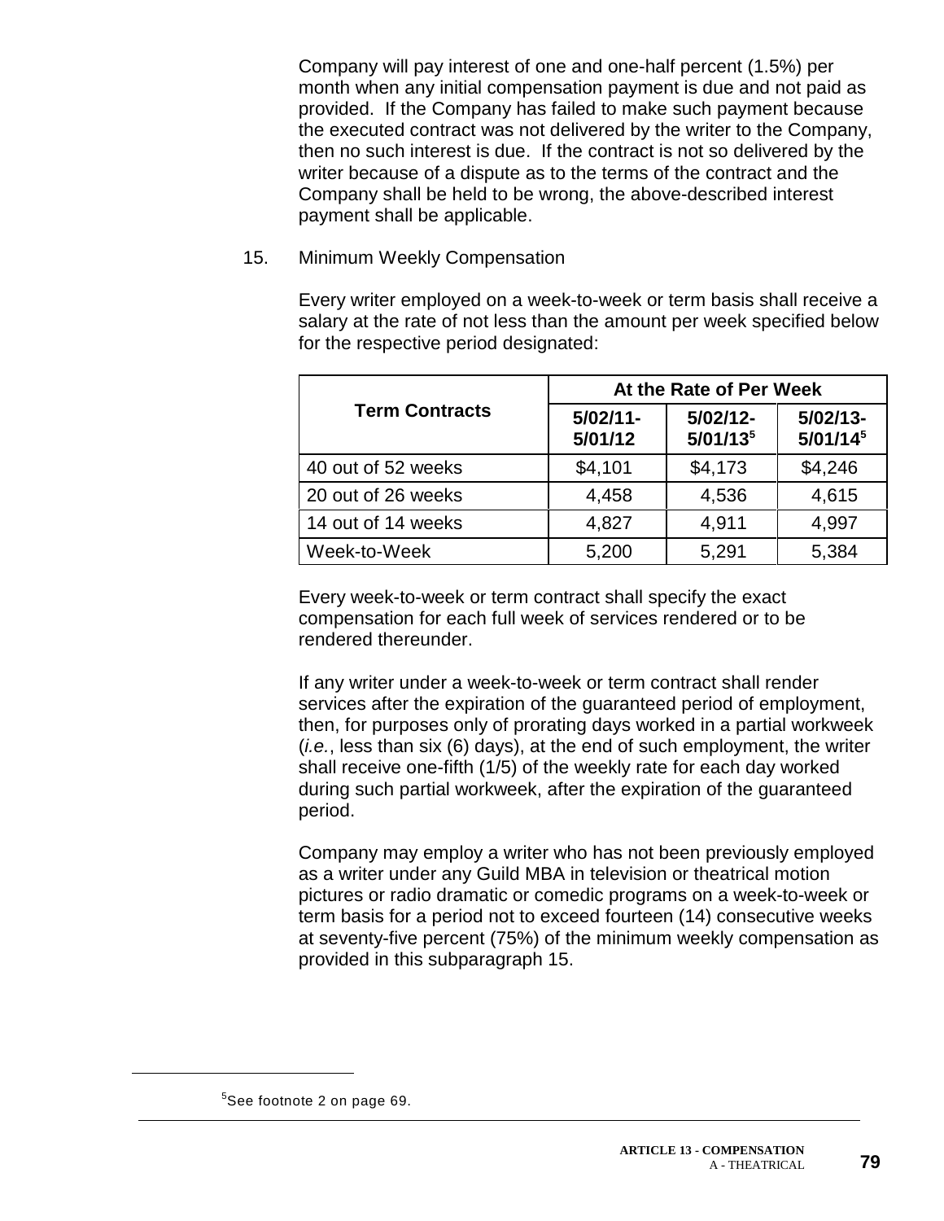Company will pay interest of one and one-half percent (1.5%) per month when any initial compensation payment is due and not paid as provided. If the Company has failed to make such payment because the executed contract was not delivered by the writer to the Company, then no such interest is due. If the contract is not so delivered by the writer because of a dispute as to the terms of the contract and the Company shall be held to be wrong, the above-described interest payment shall be applicable.

15. Minimum Weekly Compensation

Every writer employed on a week-to-week or term basis shall receive a salary at the rate of not less than the amount per week specified below for the respective period designated:

| Term Contracts | At the Rate of Per Week | | |
|---|---|---|---|
| | 5/02/11-5/01/12 | 5/02/12-5/01/13[5] | 5/02/13-5/01/14[5] |
| 40 out of 52 weeks | $4,101 | $4,173 | $4,246 |
| 20 out of 26 weeks | 4,458 | 4,536 | 4,615 |
| 14 out of 14 weeks | 4,827 | 4,911 | 4,997 |
| Week-to-Week | 5,200 | 5,291 | 5,384 |

Every week-to-week or term contract shall specify the exact compensation for each full week of services rendered or to be rendered thereunder.

If any writer under a week-to-week or term contract shall render services after the expiration of the guaranteed period of employment, then, for purposes only of prorating days worked in a partial workweek (*i.e.*, less than six (6) days), at the end of such employment, the writer shall receive one-fifth (1/5) of the weekly rate for each day worked during such partial workweek, after the expiration of the guaranteed period.

Company may employ a writer who has not been previously employed as a writer under any Guild MBA in television or theatrical motion pictures or radio dramatic or comedic programs on a week-to-week or term basis for a period not to exceed fourteen (14) consecutive weeks at seventy-five percent (75%) of the minimum weekly compensation as provided in this subparagraph 15.

[5] See footnote 2 on page 69.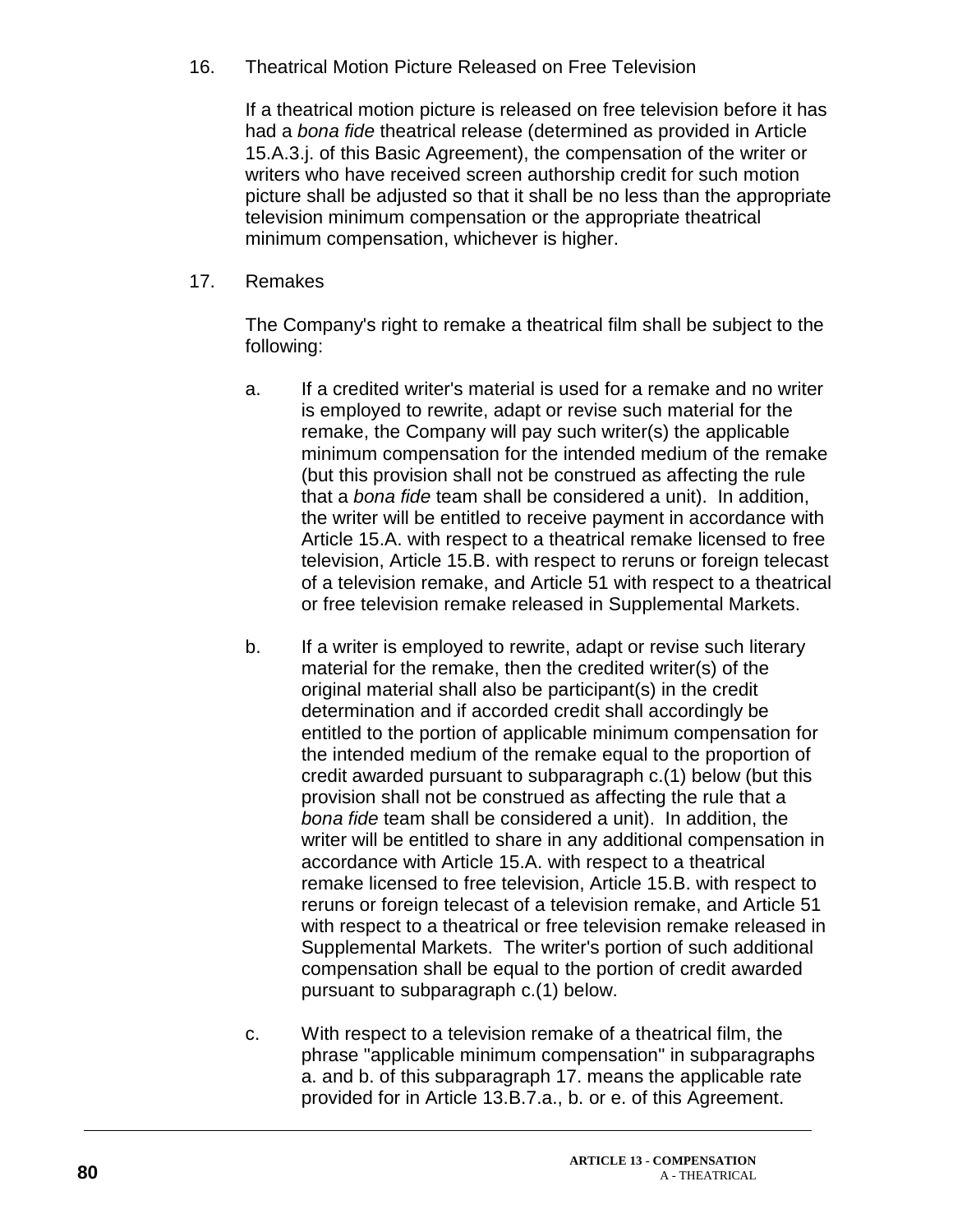16. Theatrical Motion Picture Released on Free Television

    If a theatrical motion picture is released on free television before it has had a *bona fide* theatrical release (determined as provided in Article 15.A.3.j. of this Basic Agreement), the compensation of the writer or writers who have received screen authorship credit for such motion picture shall be adjusted so that it shall be no less than the appropriate television minimum compensation or the appropriate theatrical minimum compensation, whichever is higher.

17. Remakes

    The Company's right to remake a theatrical film shall be subject to the following:

    a. If a credited writer's material is used for a remake and no writer is employed to rewrite, adapt or revise such material for the remake, the Company will pay such writer(s) the applicable minimum compensation for the intended medium of the remake (but this provision shall not be construed as affecting the rule that a *bona fide* team shall be considered a unit). In addition, the writer will be entitled to receive payment in accordance with Article 15.A. with respect to a theatrical remake licensed to free television, Article 15.B. with respect to reruns or foreign telecast of a television remake, and Article 51 with respect to a theatrical or free television remake released in Supplemental Markets.

    b. If a writer is employed to rewrite, adapt or revise such literary material for the remake, then the credited writer(s) of the original material shall also be participant(s) in the credit determination and if accorded credit shall accordingly be entitled to the portion of applicable minimum compensation for the intended medium of the remake equal to the proportion of credit awarded pursuant to subparagraph c.(1) below (but this provision shall not be construed as affecting the rule that a *bona fide* team shall be considered a unit). In addition, the writer will be entitled to share in any additional compensation in accordance with Article 15.A. with respect to a theatrical remake licensed to free television, Article 15.B. with respect to reruns or foreign telecast of a television remake, and Article 51 with respect to a theatrical or free television remake released in Supplemental Markets. The writer's portion of such additional compensation shall be equal to the portion of credit awarded pursuant to subparagraph c.(1) below.

    c. With respect to a television remake of a theatrical film, the phrase "applicable minimum compensation" in subparagraphs a. and b. of this subparagraph 17. means the applicable rate provided for in Article 13.B.7.a., b. or e. of this Agreement.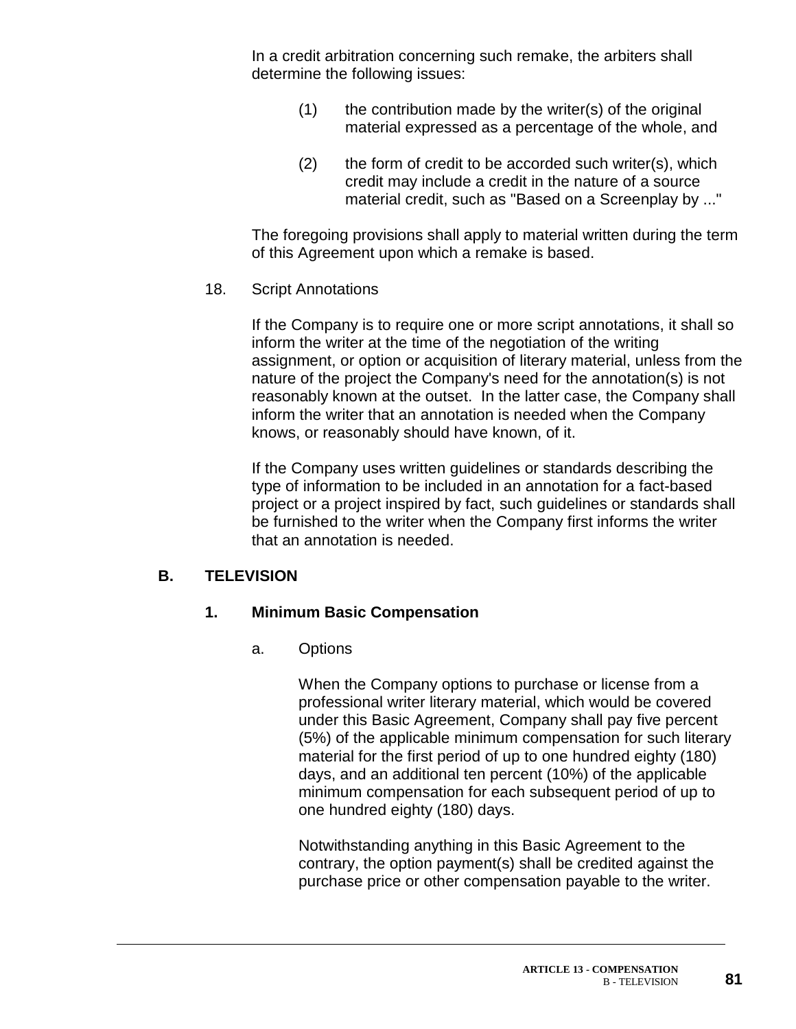In a credit arbitration concerning such remake, the arbiters shall determine the following issues:

(1) the contribution made by the writer(s) of the original material expressed as a percentage of the whole, and

(2) the form of credit to be accorded such writer(s), which credit may include a credit in the nature of a source material credit, such as "Based on a Screenplay by ..."

The foregoing provisions shall apply to material written during the term of this Agreement upon which a remake is based.

18. Script Annotations

If the Company is to require one or more script annotations, it shall so inform the writer at the time of the negotiation of the writing assignment, or option or acquisition of literary material, unless from the nature of the project the Company's need for the annotation(s) is not reasonably known at the outset. In the latter case, the Company shall inform the writer that an annotation is needed when the Company knows, or reasonably should have known, of it.

If the Company uses written guidelines or standards describing the type of information to be included in an annotation for a fact-based project or a project inspired by fact, such guidelines or standards shall be furnished to the writer when the Company first informs the writer that an annotation is needed.

## B. TELEVISION

### 1. Minimum Basic Compensation

a. Options

When the Company options to purchase or license from a professional writer literary material, which would be covered under this Basic Agreement, Company shall pay five percent (5%) of the applicable minimum compensation for such literary material for the first period of up to one hundred eighty (180) days, and an additional ten percent (10%) of the applicable minimum compensation for each subsequent period of up to one hundred eighty (180) days.

Notwithstanding anything in this Basic Agreement to the contrary, the option payment(s) shall be credited against the purchase price or other compensation payable to the writer.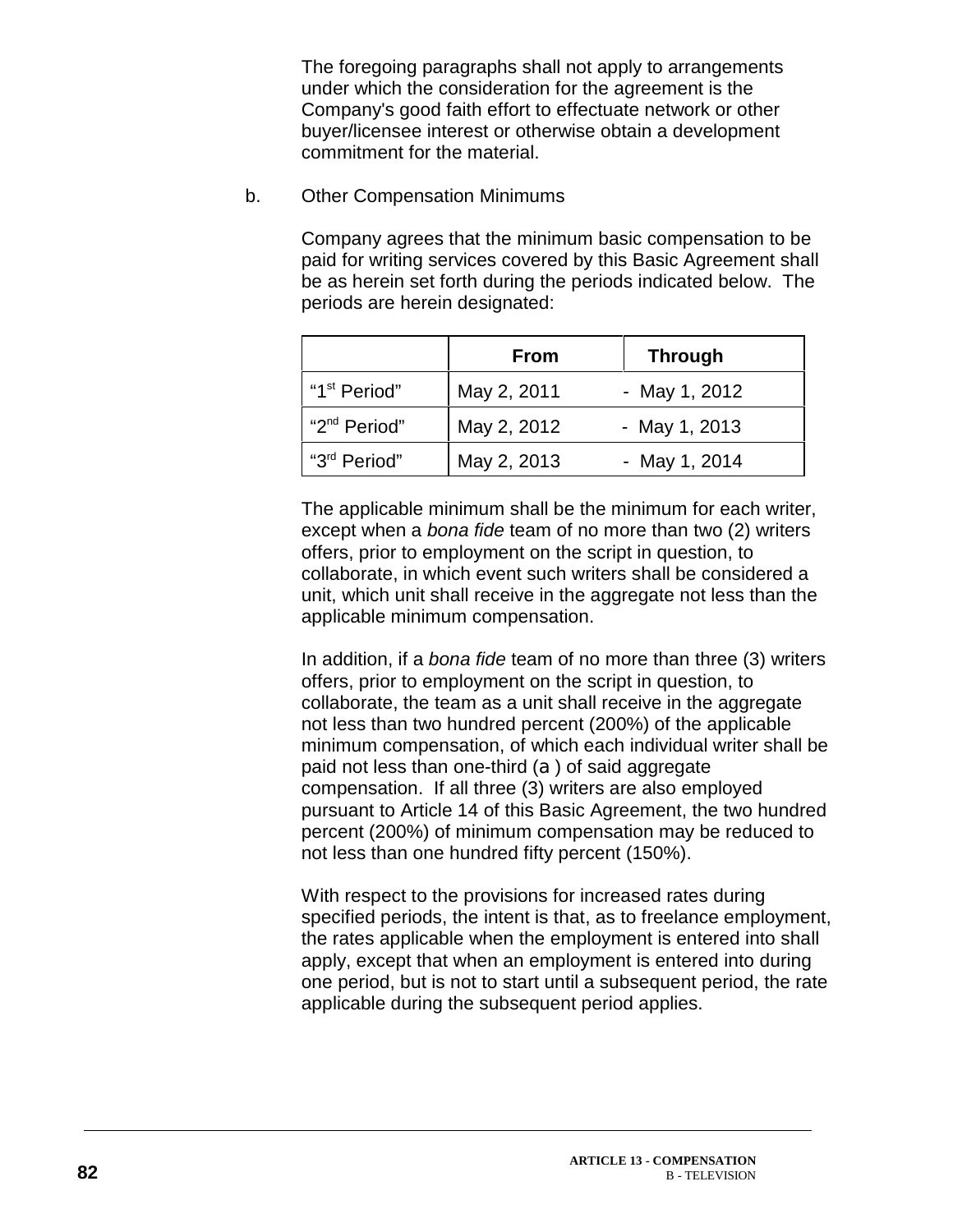The foregoing paragraphs shall not apply to arrangements under which the consideration for the agreement is the Company's good faith effort to effectuate network or other buyer/licensee interest or otherwise obtain a development commitment for the material.

b. Other Compensation Minimums

Company agrees that the minimum basic compensation to be paid for writing services covered by this Basic Agreement shall be as herein set forth during the periods indicated below. The periods are herein designated:

| | **From** | **Through** |
|---|---|---|
| "1st Period" | May 2, 2011 | - May 1, 2012 |
| "2nd Period" | May 2, 2012 | - May 1, 2013 |
| "3rd Period" | May 2, 2013 | - May 1, 2014 |

The applicable minimum shall be the minimum for each writer, except when a *bona fide* team of no more than two (2) writers offers, prior to employment on the script in question, to collaborate, in which event such writers shall be considered a unit, which unit shall receive in the aggregate not less than the applicable minimum compensation.

In addition, if a *bona fide* team of no more than three (3) writers offers, prior to employment on the script in question, to collaborate, the team as a unit shall receive in the aggregate not less than two hundred percent (200%) of the applicable minimum compensation, of which each individual writer shall be paid not less than one-third (a ) of said aggregate compensation. If all three (3) writers are also employed pursuant to Article 14 of this Basic Agreement, the two hundred percent (200%) of minimum compensation may be reduced to not less than one hundred fifty percent (150%).

With respect to the provisions for increased rates during specified periods, the intent is that, as to freelance employment, the rates applicable when the employment is entered into shall apply, except that when an employment is entered into during one period, but is not to start until a subsequent period, the rate applicable during the subsequent period applies.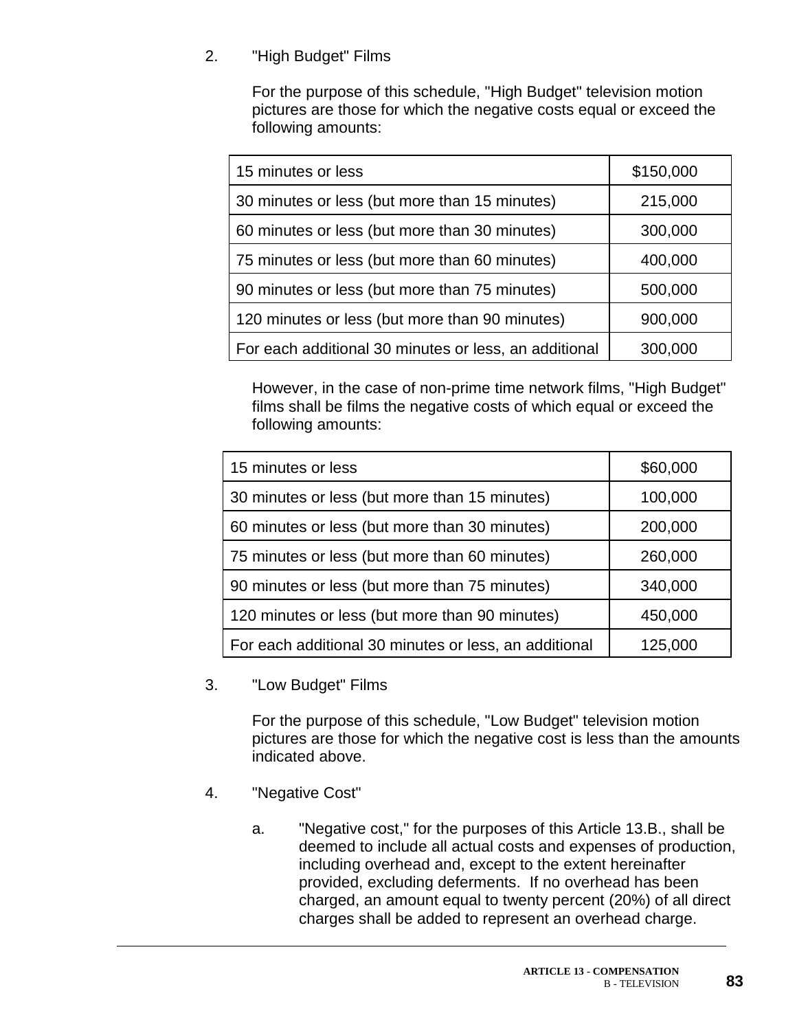2. "High Budget" Films

For the purpose of this schedule, "High Budget" television motion pictures are those for which the negative costs equal or exceed the following amounts:

| | |
|---|---|
| 15 minutes or less | $150,000 |
| 30 minutes or less (but more than 15 minutes) | 215,000 |
| 60 minutes or less (but more than 30 minutes) | 300,000 |
| 75 minutes or less (but more than 60 minutes) | 400,000 |
| 90 minutes or less (but more than 75 minutes) | 500,000 |
| 120 minutes or less (but more than 90 minutes) | 900,000 |
| For each additional 30 minutes or less, an additional | 300,000 |

However, in the case of non-prime time network films, "High Budget" films shall be films the negative costs of which equal or exceed the following amounts:

| | |
|---|---|
| 15 minutes or less | $60,000 |
| 30 minutes or less (but more than 15 minutes) | 100,000 |
| 60 minutes or less (but more than 30 minutes) | 200,000 |
| 75 minutes or less (but more than 60 minutes) | 260,000 |
| 90 minutes or less (but more than 75 minutes) | 340,000 |
| 120 minutes or less (but more than 90 minutes) | 450,000 |
| For each additional 30 minutes or less, an additional | 125,000 |

3. "Low Budget" Films

For the purpose of this schedule, "Low Budget" television motion pictures are those for which the negative cost is less than the amounts indicated above.

4. "Negative Cost"

a. "Negative cost," for the purposes of this Article 13.B., shall be deemed to include all actual costs and expenses of production, including overhead and, except to the extent hereinafter provided, excluding deferments. If no overhead has been charged, an amount equal to twenty percent (20%) of all direct charges shall be added to represent an overhead charge.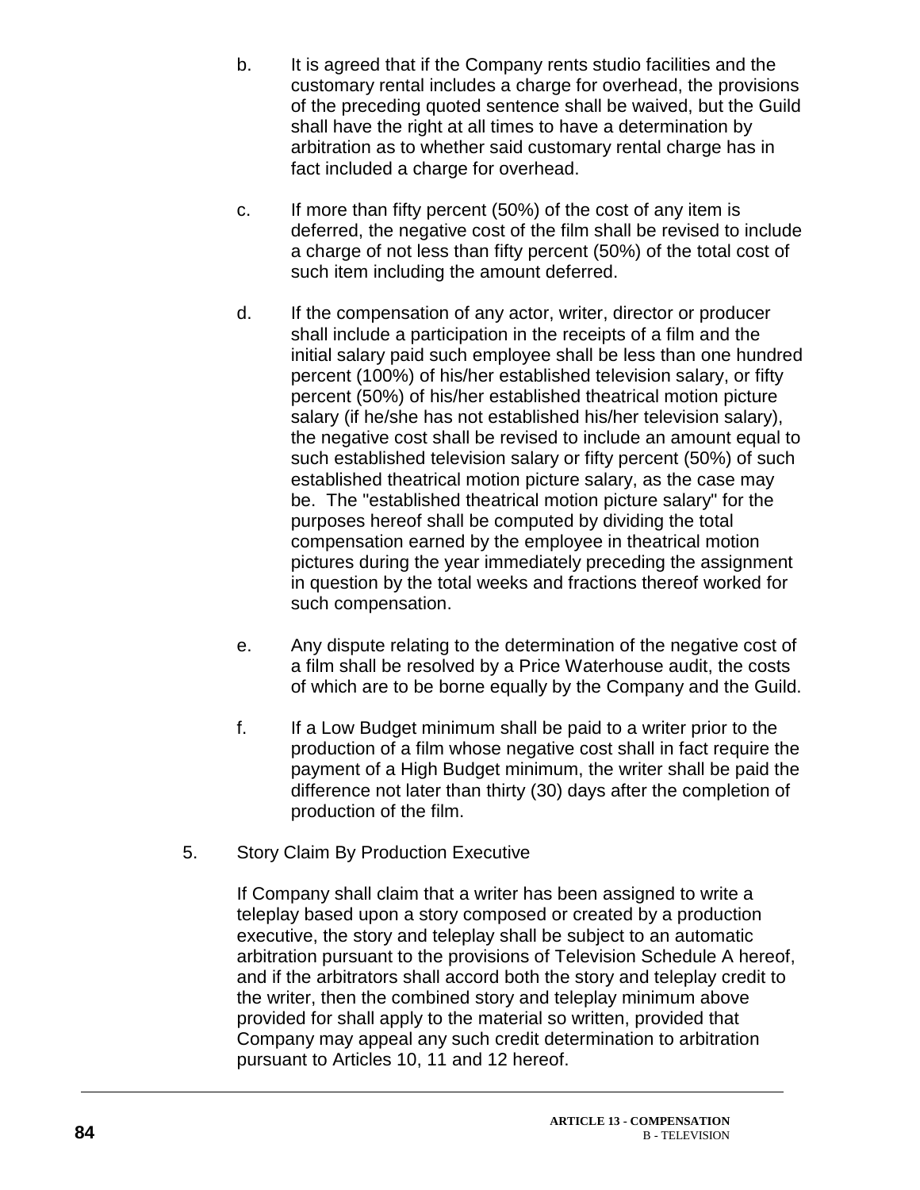b. It is agreed that if the Company rents studio facilities and the customary rental includes a charge for overhead, the provisions of the preceding quoted sentence shall be waived, but the Guild shall have the right at all times to have a determination by arbitration as to whether said customary rental charge has in fact included a charge for overhead.

c. If more than fifty percent (50%) of the cost of any item is deferred, the negative cost of the film shall be revised to include a charge of not less than fifty percent (50%) of the total cost of such item including the amount deferred.

d. If the compensation of any actor, writer, director or producer shall include a participation in the receipts of a film and the initial salary paid such employee shall be less than one hundred percent (100%) of his/her established television salary, or fifty percent (50%) of his/her established theatrical motion picture salary (if he/she has not established his/her television salary), the negative cost shall be revised to include an amount equal to such established television salary or fifty percent (50%) of such established theatrical motion picture salary, as the case may be. The "established theatrical motion picture salary" for the purposes hereof shall be computed by dividing the total compensation earned by the employee in theatrical motion pictures during the year immediately preceding the assignment in question by the total weeks and fractions thereof worked for such compensation.

e. Any dispute relating to the determination of the negative cost of a film shall be resolved by a Price Waterhouse audit, the costs of which are to be borne equally by the Company and the Guild.

f. If a Low Budget minimum shall be paid to a writer prior to the production of a film whose negative cost shall in fact require the payment of a High Budget minimum, the writer shall be paid the difference not later than thirty (30) days after the completion of production of the film.

5. Story Claim By Production Executive

If Company shall claim that a writer has been assigned to write a teleplay based upon a story composed or created by a production executive, the story and teleplay shall be subject to an automatic arbitration pursuant to the provisions of Television Schedule A hereof, and if the arbitrators shall accord both the story and teleplay credit to the writer, then the combined story and teleplay minimum above provided for shall apply to the material so written, provided that Company may appeal any such credit determination to arbitration pursuant to Articles 10, 11 and 12 hereof.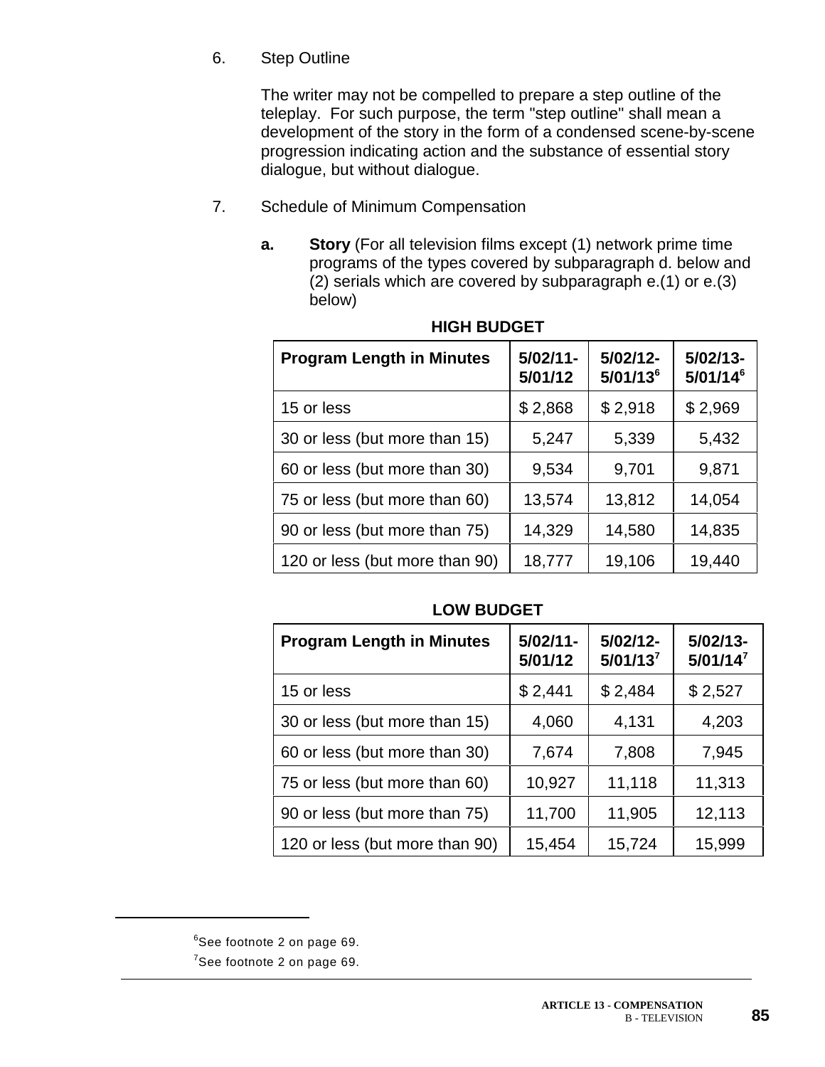6. Step Outline

   The writer may not be compelled to prepare a step outline of the teleplay. For such purpose, the term "step outline" shall mean a development of the story in the form of a condensed scene-by-scene progression indicating action and the substance of essential story dialogue, but without dialogue.

7. Schedule of Minimum Compensation

   **a.** **Story** (For all television films except (1) network prime time programs of the types covered by subparagraph d. below and (2) serials which are covered by subparagraph e.(1) or e.(3) below)

**HIGH BUDGET**

| Program Length in Minutes | 5/02/11-5/01/12 | 5/02/12-5/01/13[6] | 5/02/13-5/01/14[6] |
|---|---|---|---|
| 15 or less | $ 2,868 | $ 2,918 | $ 2,969 |
| 30 or less (but more than 15) | 5,247 | 5,339 | 5,432 |
| 60 or less (but more than 30) | 9,534 | 9,701 | 9,871 |
| 75 or less (but more than 60) | 13,574 | 13,812 | 14,054 |
| 90 or less (but more than 75) | 14,329 | 14,580 | 14,835 |
| 120 or less (but more than 90) | 18,777 | 19,106 | 19,440 |

**LOW BUDGET**

| Program Length in Minutes | 5/02/11-5/01/12 | 5/02/12-5/01/13[7] | 5/02/13-5/01/14[7] |
|---|---|---|---|
| 15 or less | $ 2,441 | $ 2,484 | $ 2,527 |
| 30 or less (but more than 15) | 4,060 | 4,131 | 4,203 |
| 60 or less (but more than 30) | 7,674 | 7,808 | 7,945 |
| 75 or less (but more than 60) | 10,927 | 11,118 | 11,313 |
| 90 or less (but more than 75) | 11,700 | 11,905 | 12,113 |
| 120 or less (but more than 90) | 15,454 | 15,724 | 15,999 |

---

[6] See footnote 2 on page 69.

[7] See footnote 2 on page 69.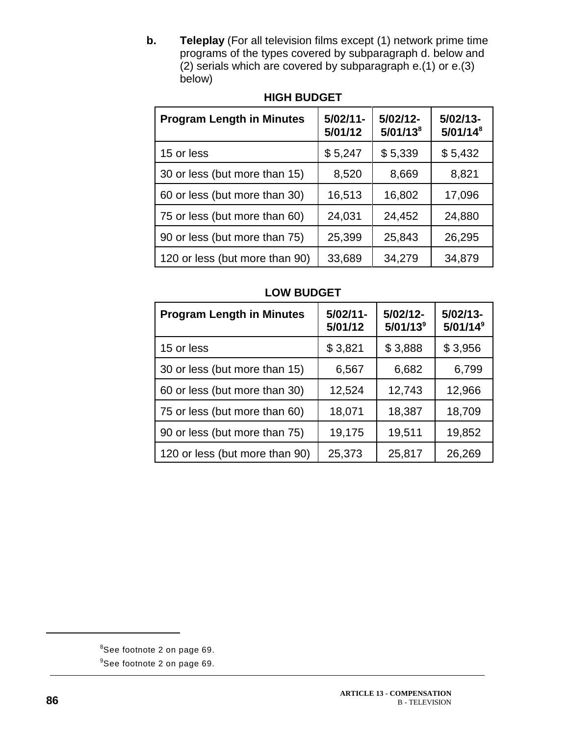**b. Teleplay** (For all television films except (1) network prime time programs of the types covered by subparagraph d. below and (2) serials which are covered by subparagraph e.(1) or e.(3) below)

**HIGH BUDGET**

| Program Length in Minutes | 5/02/11-5/01/12 | 5/02/12-5/01/13[8] | 5/02/13-5/01/14[8] |
|---|---|---|---|
| 15 or less | $ 5,247 | $ 5,339 | $ 5,432 |
| 30 or less (but more than 15) | 8,520 | 8,669 | 8,821 |
| 60 or less (but more than 30) | 16,513 | 16,802 | 17,096 |
| 75 or less (but more than 60) | 24,031 | 24,452 | 24,880 |
| 90 or less (but more than 75) | 25,399 | 25,843 | 26,295 |
| 120 or less (but more than 90) | 33,689 | 34,279 | 34,879 |

**LOW BUDGET**

| Program Length in Minutes | 5/02/11-5/01/12 | 5/02/12-5/01/13[9] | 5/02/13-5/01/14[9] |
|---|---|---|---|
| 15 or less | $ 3,821 | $ 3,888 | $ 3,956 |
| 30 or less (but more than 15) | 6,567 | 6,682 | 6,799 |
| 60 or less (but more than 30) | 12,524 | 12,743 | 12,966 |
| 75 or less (but more than 60) | 18,071 | 18,387 | 18,709 |
| 90 or less (but more than 75) | 19,175 | 19,511 | 19,852 |
| 120 or less (but more than 90) | 25,373 | 25,817 | 26,269 |

---

[8]See footnote 2 on page 69.

[9]See footnote 2 on page 69.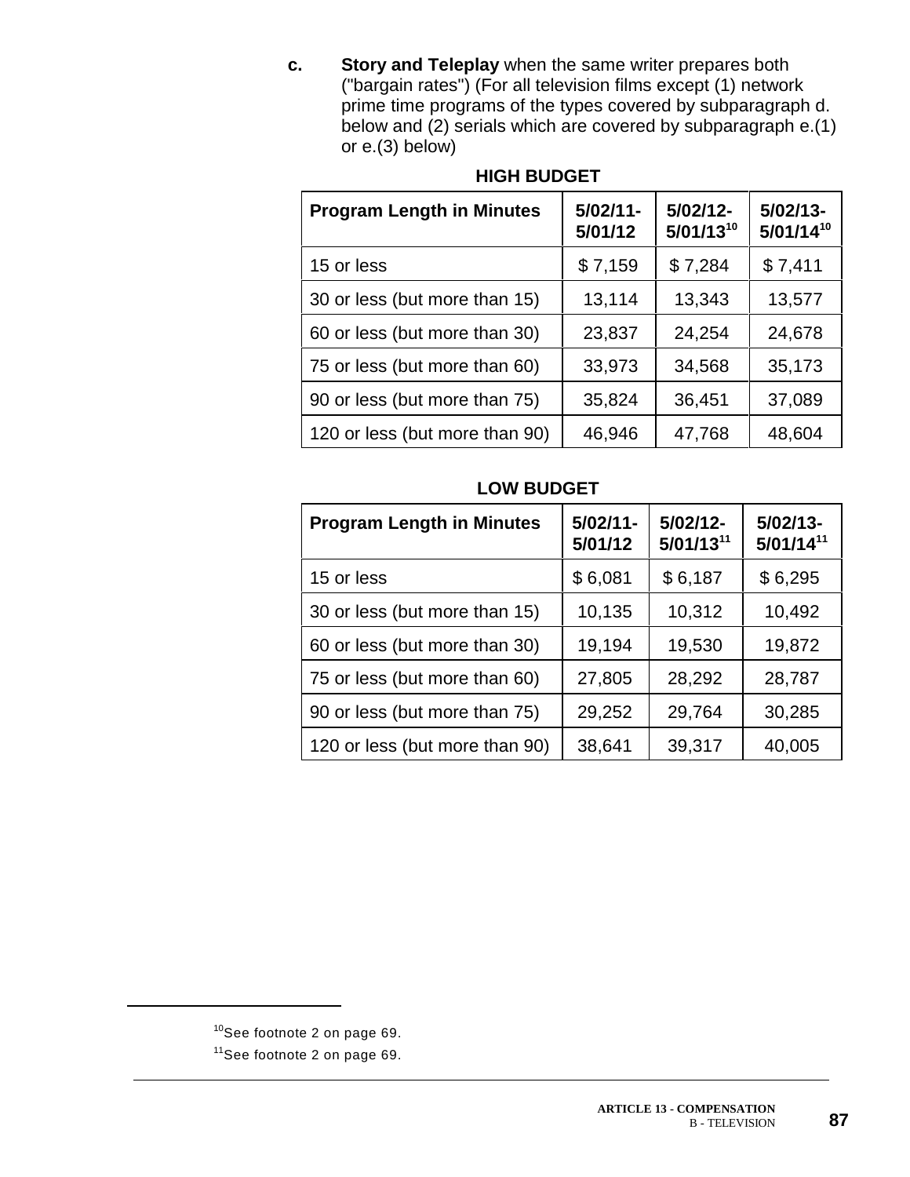**c.** **Story and Teleplay** when the same writer prepares both ("bargain rates") (For all television films except (1) network prime time programs of the types covered by subparagraph d. below and (2) serials which are covered by subparagraph e.(1) or e.(3) below)

**HIGH BUDGET**

| Program Length in Minutes | 5/02/11-5/01/12 | 5/02/12-5/01/13[10] | 5/02/13-5/01/14[10] |
|---|---|---|---|
| 15 or less | $ 7,159 | $ 7,284 | $ 7,411 |
| 30 or less (but more than 15) | 13,114 | 13,343 | 13,577 |
| 60 or less (but more than 30) | 23,837 | 24,254 | 24,678 |
| 75 or less (but more than 60) | 33,973 | 34,568 | 35,173 |
| 90 or less (but more than 75) | 35,824 | 36,451 | 37,089 |
| 120 or less (but more than 90) | 46,946 | 47,768 | 48,604 |

**LOW BUDGET**

| Program Length in Minutes | 5/02/11-5/01/12 | 5/02/12-5/01/13[11] | 5/02/13-5/01/14[11] |
|---|---|---|---|
| 15 or less | $ 6,081 | $ 6,187 | $ 6,295 |
| 30 or less (but more than 15) | 10,135 | 10,312 | 10,492 |
| 60 or less (but more than 30) | 19,194 | 19,530 | 19,872 |
| 75 or less (but more than 60) | 27,805 | 28,292 | 28,787 |
| 90 or less (but more than 75) | 29,252 | 29,764 | 30,285 |
| 120 or less (but more than 90) | 38,641 | 39,317 | 40,005 |

[10] See footnote 2 on page 69.

[11] See footnote 2 on page 69.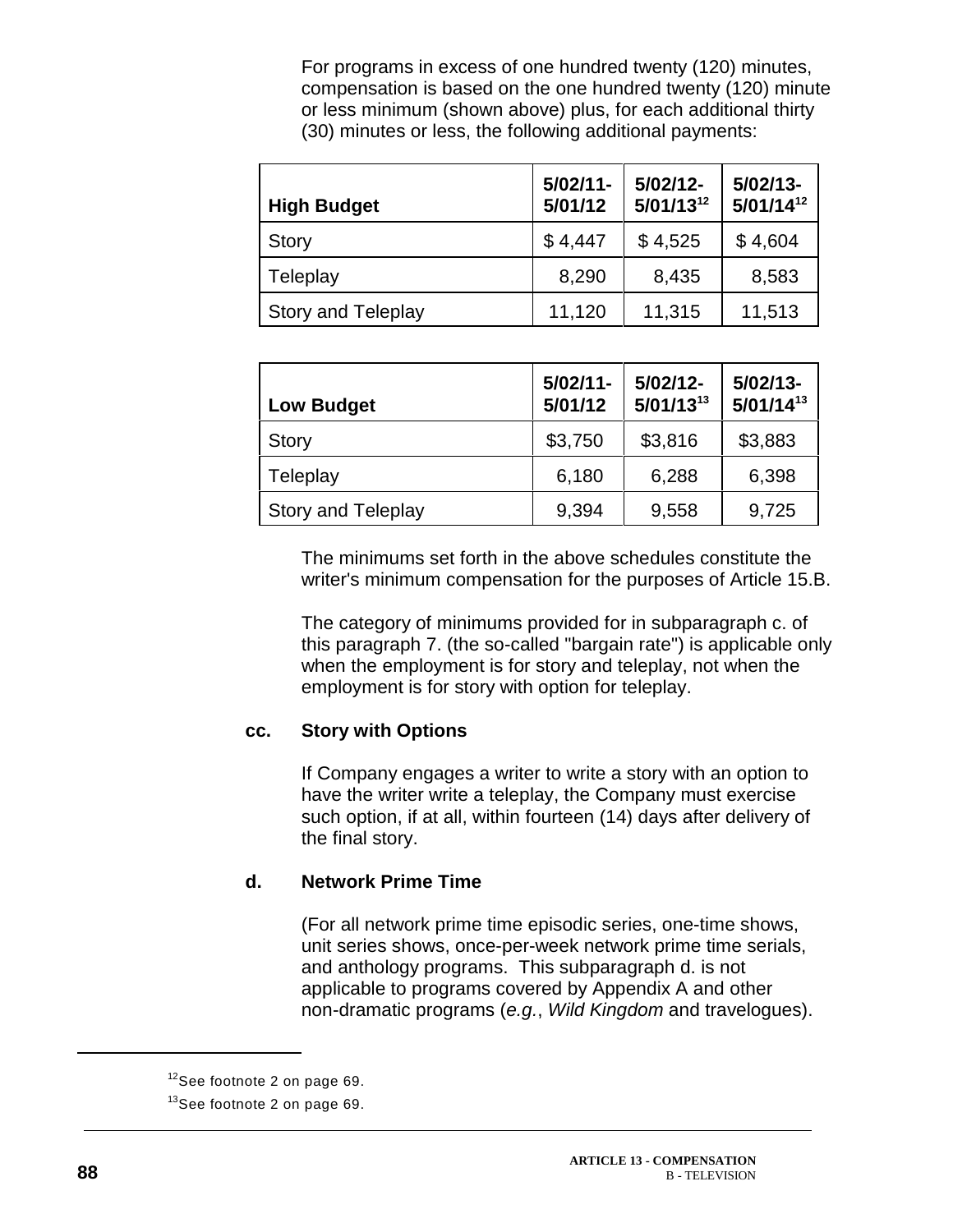For programs in excess of one hundred twenty (120) minutes, compensation is based on the one hundred twenty (120) minute or less minimum (shown above) plus, for each additional thirty (30) minutes or less, the following additional payments:

| High Budget | 5/02/11-5/01/12 | 5/02/12-5/01/13[12] | 5/02/13-5/01/14[12] |
|---|---|---|---|
| Story | $ 4,447 | $ 4,525 | $ 4,604 |
| Teleplay | 8,290 | 8,435 | 8,583 |
| Story and Teleplay | 11,120 | 11,315 | 11,513 |

| Low Budget | 5/02/11-5/01/12 | 5/02/12-5/01/13[13] | 5/02/13-5/01/14[13] |
|---|---|---|---|
| Story | $3,750 | $3,816 | $3,883 |
| Teleplay | 6,180 | 6,288 | 6,398 |
| Story and Teleplay | 9,394 | 9,558 | 9,725 |

The minimums set forth in the above schedules constitute the writer's minimum compensation for the purposes of Article 15.B.

The category of minimums provided for in subparagraph c. of this paragraph 7. (the so-called "bargain rate") is applicable only when the employment is for story and teleplay, not when the employment is for story with option for teleplay.

**cc. Story with Options**

If Company engages a writer to write a story with an option to have the writer write a teleplay, the Company must exercise such option, if at all, within fourteen (14) days after delivery of the final story.

**d. Network Prime Time**

(For all network prime time episodic series, one-time shows, unit series shows, once-per-week network prime time serials, and anthology programs. This subparagraph d. is not applicable to programs covered by Appendix A and other non-dramatic programs (*e.g.*, *Wild Kingdom* and travelogues).

---

[12] See footnote 2 on page 69.

[13] See footnote 2 on page 69.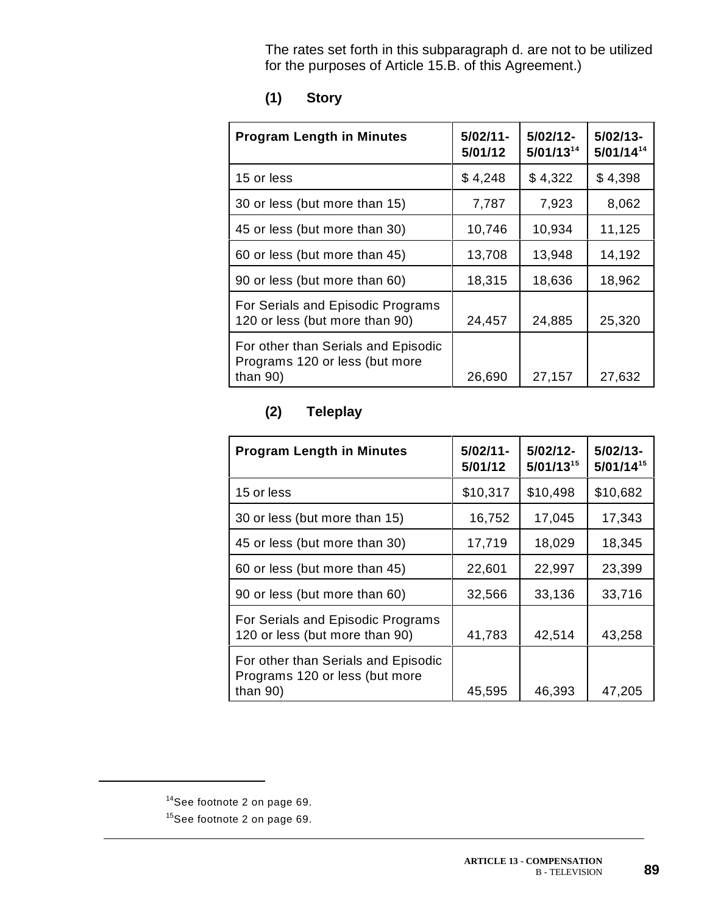The rates set forth in this subparagraph d. are not to be utilized for the purposes of Article 15.B. of this Agreement.)

**(1) Story**

| Program Length in Minutes | 5/02/11-5/01/12 | 5/02/12-5/01/13[14] | 5/02/13-5/01/14[14] |
|---|---|---|---|
| 15 or less | $ 4,248 | $ 4,322 | $ 4,398 |
| 30 or less (but more than 15) | 7,787 | 7,923 | 8,062 |
| 45 or less (but more than 30) | 10,746 | 10,934 | 11,125 |
| 60 or less (but more than 45) | 13,708 | 13,948 | 14,192 |
| 90 or less (but more than 60) | 18,315 | 18,636 | 18,962 |
| For Serials and Episodic Programs 120 or less (but more than 90) | 24,457 | 24,885 | 25,320 |
| For other than Serials and Episodic Programs 120 or less (but more than 90) | 26,690 | 27,157 | 27,632 |

**(2) Teleplay**

| Program Length in Minutes | 5/02/11-5/01/12 | 5/02/12-5/01/13[15] | 5/02/13-5/01/14[15] |
|---|---|---|---|
| 15 or less | $10,317 | $10,498 | $10,682 |
| 30 or less (but more than 15) | 16,752 | 17,045 | 17,343 |
| 45 or less (but more than 30) | 17,719 | 18,029 | 18,345 |
| 60 or less (but more than 45) | 22,601 | 22,997 | 23,399 |
| 90 or less (but more than 60) | 32,566 | 33,136 | 33,716 |
| For Serials and Episodic Programs 120 or less (but more than 90) | 41,783 | 42,514 | 43,258 |
| For other than Serials and Episodic Programs 120 or less (but more than 90) | 45,595 | 46,393 | 47,205 |

[14] See footnote 2 on page 69.

[15] See footnote 2 on page 69.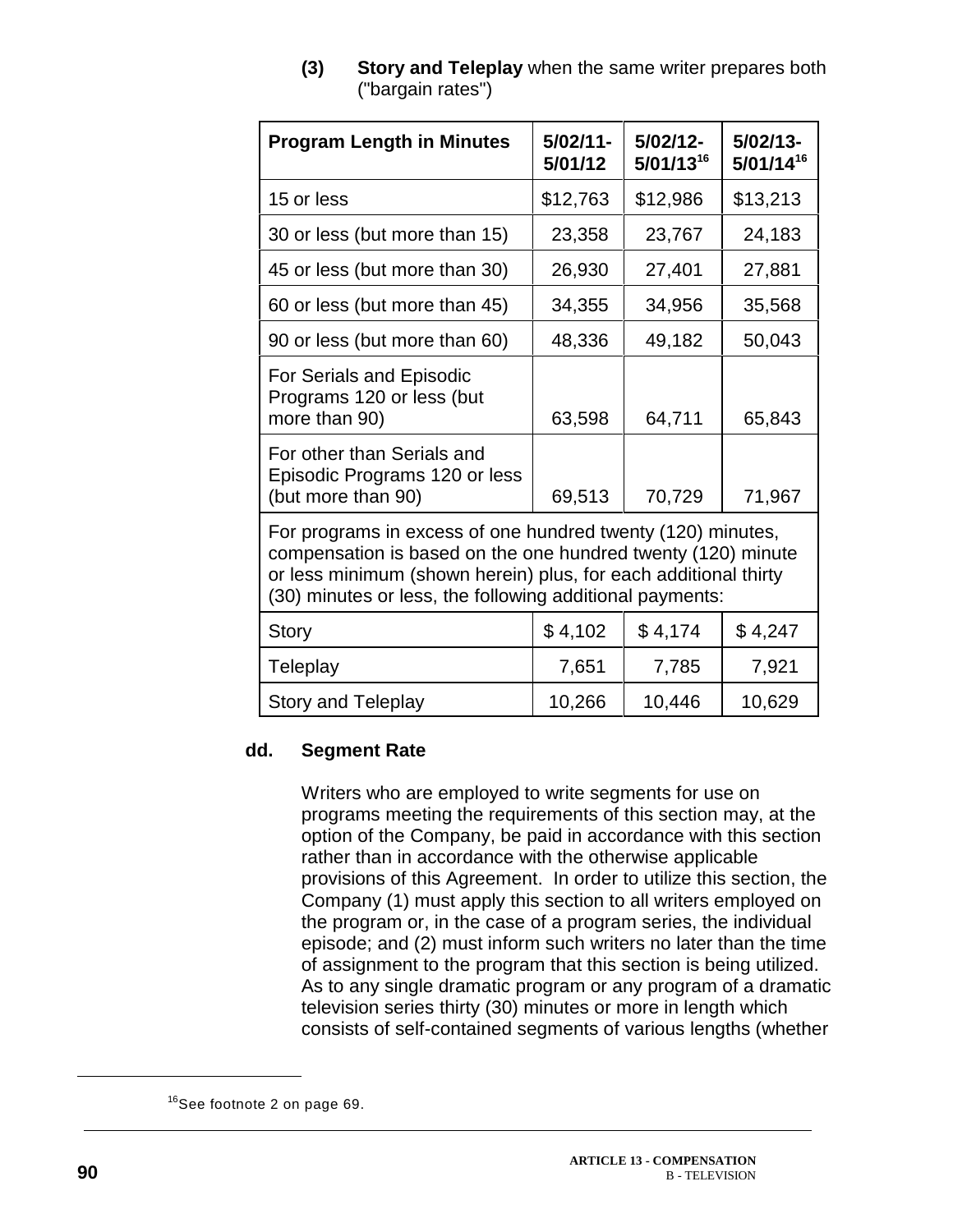**(3) Story and Teleplay** when the same writer prepares both ("bargain rates")

| Program Length in Minutes | 5/02/11-5/01/12 | 5/02/12-5/01/13[16] | 5/02/13-5/01/14[16] |
|---|---|---|---|
| 15 or less | $12,763 | $12,986 | $13,213 |
| 30 or less (but more than 15) | 23,358 | 23,767 | 24,183 |
| 45 or less (but more than 30) | 26,930 | 27,401 | 27,881 |
| 60 or less (but more than 45) | 34,355 | 34,956 | 35,568 |
| 90 or less (but more than 60) | 48,336 | 49,182 | 50,043 |
| For Serials and Episodic Programs 120 or less (but more than 90) | 63,598 | 64,711 | 65,843 |
| For other than Serials and Episodic Programs 120 or less (but more than 90) | 69,513 | 70,729 | 71,967 |
| For programs in excess of one hundred twenty (120) minutes, compensation is based on the one hundred twenty (120) minute or less minimum (shown herein) plus, for each additional thirty (30) minutes or less, the following additional payments: | | | |
| Story | $ 4,102 | $ 4,174 | $ 4,247 |
| Teleplay | 7,651 | 7,785 | 7,921 |
| Story and Teleplay | 10,266 | 10,446 | 10,629 |

**dd. Segment Rate**

Writers who are employed to write segments for use on programs meeting the requirements of this section may, at the option of the Company, be paid in accordance with this section rather than in accordance with the otherwise applicable provisions of this Agreement. In order to utilize this section, the Company (1) must apply this section to all writers employed on the program or, in the case of a program series, the individual episode; and (2) must inform such writers no later than the time of assignment to the program that this section is being utilized. As to any single dramatic program or any program of a dramatic television series thirty (30) minutes or more in length which consists of self-contained segments of various lengths (whether

[16] See footnote 2 on page 69.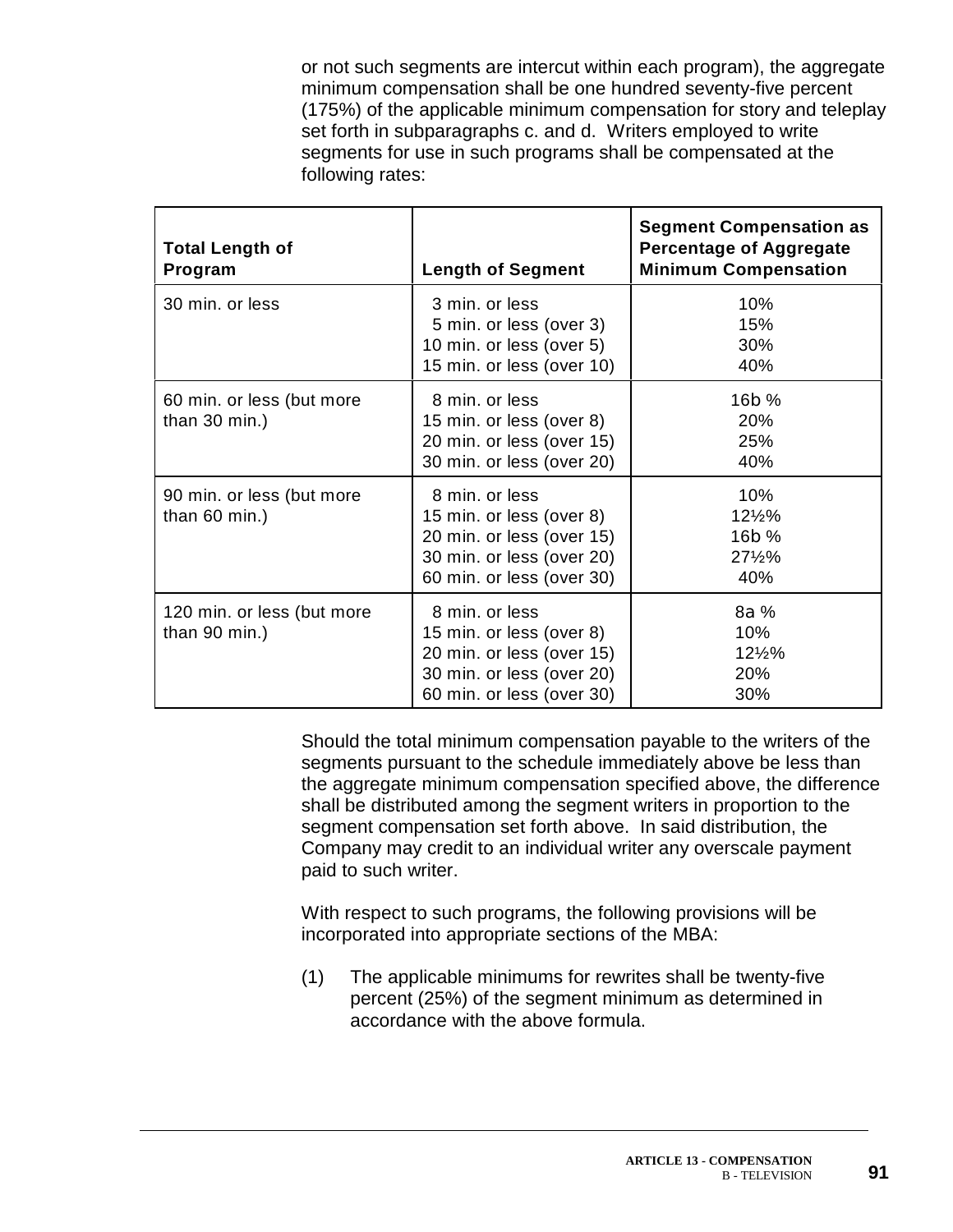or not such segments are intercut within each program), the aggregate minimum compensation shall be one hundred seventy-five percent (175%) of the applicable minimum compensation for story and teleplay set forth in subparagraphs c. and d. Writers employed to write segments for use in such programs shall be compensated at the following rates:

| Total Length of Program | Length of Segment | Segment Compensation as Percentage of Aggregate Minimum Compensation |
|---|---|---|
| 30 min. or less | 3 min. or less<br>5 min. or less (over 3)<br>10 min. or less (over 5)<br>15 min. or less (over 10) | 10%<br>15%<br>30%<br>40% |
| 60 min. or less (but more than 30 min.) | 8 min. or less<br>15 min. or less (over 8)<br>20 min. or less (over 15)<br>30 min. or less (over 20) | 16b %<br>20%<br>25%<br>40% |
| 90 min. or less (but more than 60 min.) | 8 min. or less<br>15 min. or less (over 8)<br>20 min. or less (over 15)<br>30 min. or less (over 20)<br>60 min. or less (over 30) | 10%<br>12½%<br>16b %<br>27½%<br>40% |
| 120 min. or less (but more than 90 min.) | 8 min. or less<br>15 min. or less (over 8)<br>20 min. or less (over 15)<br>30 min. or less (over 20)<br>60 min. or less (over 30) | 8a %<br>10%<br>12½%<br>20%<br>30% |

Should the total minimum compensation payable to the writers of the segments pursuant to the schedule immediately above be less than the aggregate minimum compensation specified above, the difference shall be distributed among the segment writers in proportion to the segment compensation set forth above. In said distribution, the Company may credit to an individual writer any overscale payment paid to such writer.

With respect to such programs, the following provisions will be incorporated into appropriate sections of the MBA:

(1) The applicable minimums for rewrites shall be twenty-five percent (25%) of the segment minimum as determined in accordance with the above formula.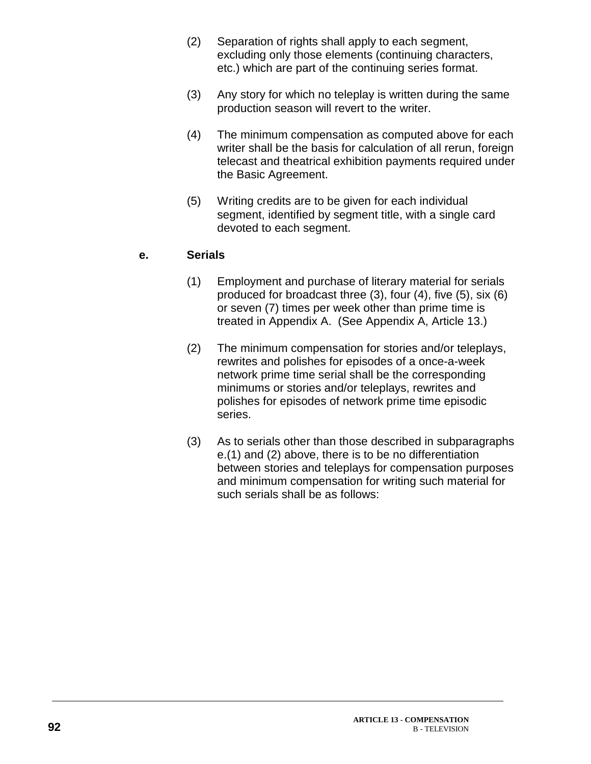(2) Separation of rights shall apply to each segment, excluding only those elements (continuing characters, etc.) which are part of the continuing series format.

(3) Any story for which no teleplay is written during the same production season will revert to the writer.

(4) The minimum compensation as computed above for each writer shall be the basis for calculation of all rerun, foreign telecast and theatrical exhibition payments required under the Basic Agreement.

(5) Writing credits are to be given for each individual segment, identified by segment title, with a single card devoted to each segment.

**e. Serials**

(1) Employment and purchase of literary material for serials produced for broadcast three (3), four (4), five (5), six (6) or seven (7) times per week other than prime time is treated in Appendix A. (See Appendix A, Article 13.)

(2) The minimum compensation for stories and/or teleplays, rewrites and polishes for episodes of a once-a-week network prime time serial shall be the corresponding minimums or stories and/or teleplays, rewrites and polishes for episodes of network prime time episodic series.

(3) As to serials other than those described in subparagraphs e.(1) and (2) above, there is to be no differentiation between stories and teleplays for compensation purposes and minimum compensation for writing such material for such serials shall be as follows: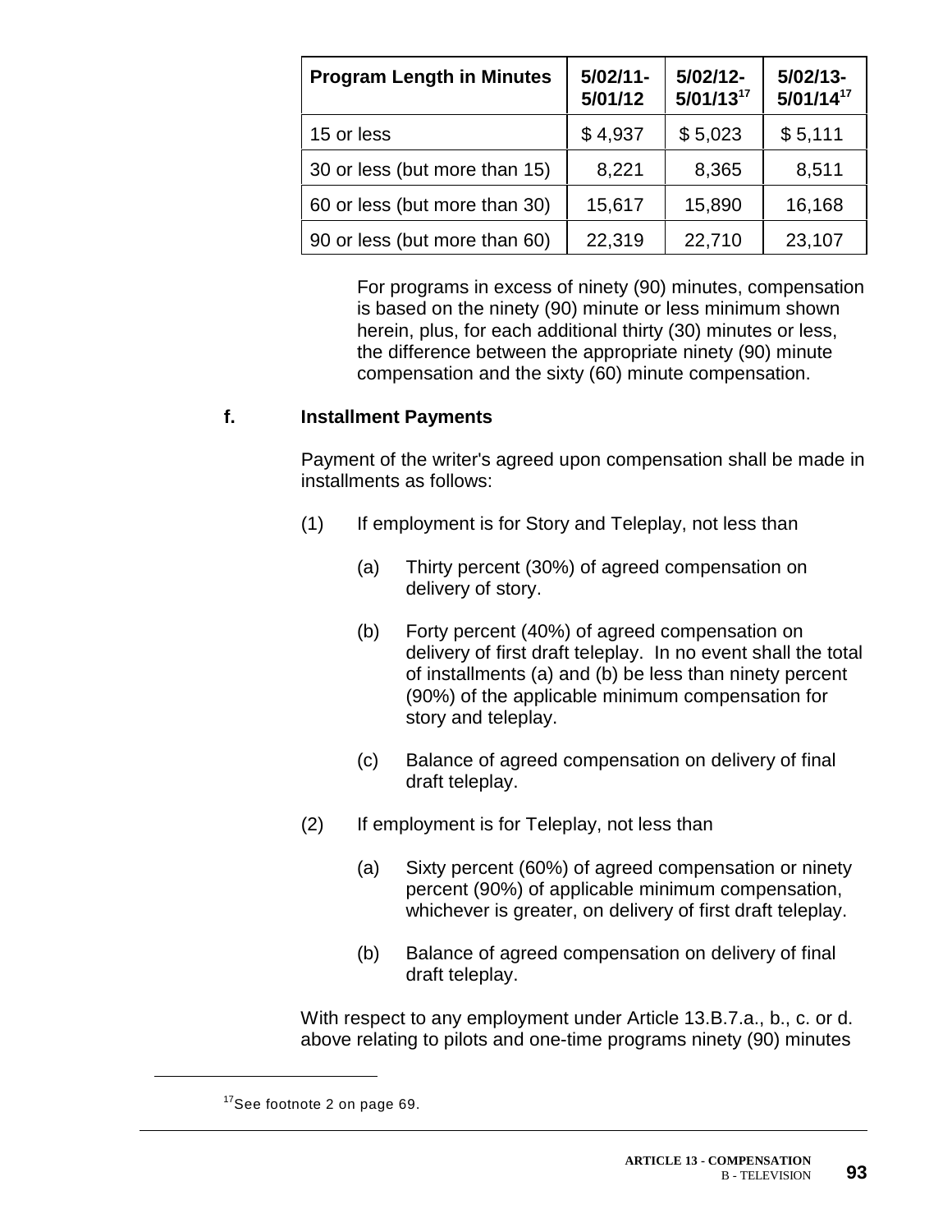| Program Length in Minutes | 5/02/11-5/01/12 | 5/02/12-5/01/13[17] | 5/02/13-5/01/14[17] |
|---|---|---|---|
| 15 or less | $ 4,937 | $ 5,023 | $ 5,111 |
| 30 or less (but more than 15) | 8,221 | 8,365 | 8,511 |
| 60 or less (but more than 30) | 15,617 | 15,890 | 16,168 |
| 90 or less (but more than 60) | 22,319 | 22,710 | 23,107 |

For programs in excess of ninety (90) minutes, compensation is based on the ninety (90) minute or less minimum shown herein, plus, for each additional thirty (30) minutes or less, the difference between the appropriate ninety (90) minute compensation and the sixty (60) minute compensation.

**f. Installment Payments**

Payment of the writer's agreed upon compensation shall be made in installments as follows:

(1) If employment is for Story and Teleplay, not less than

(a) Thirty percent (30%) of agreed compensation on delivery of story.

(b) Forty percent (40%) of agreed compensation on delivery of first draft teleplay. In no event shall the total of installments (a) and (b) be less than ninety percent (90%) of the applicable minimum compensation for story and teleplay.

(c) Balance of agreed compensation on delivery of final draft teleplay.

(2) If employment is for Teleplay, not less than

(a) Sixty percent (60%) of agreed compensation or ninety percent (90%) of applicable minimum compensation, whichever is greater, on delivery of first draft teleplay.

(b) Balance of agreed compensation on delivery of final draft teleplay.

With respect to any employment under Article 13.B.7.a., b., c. or d. above relating to pilots and one-time programs ninety (90) minutes

[17] See footnote 2 on page 69.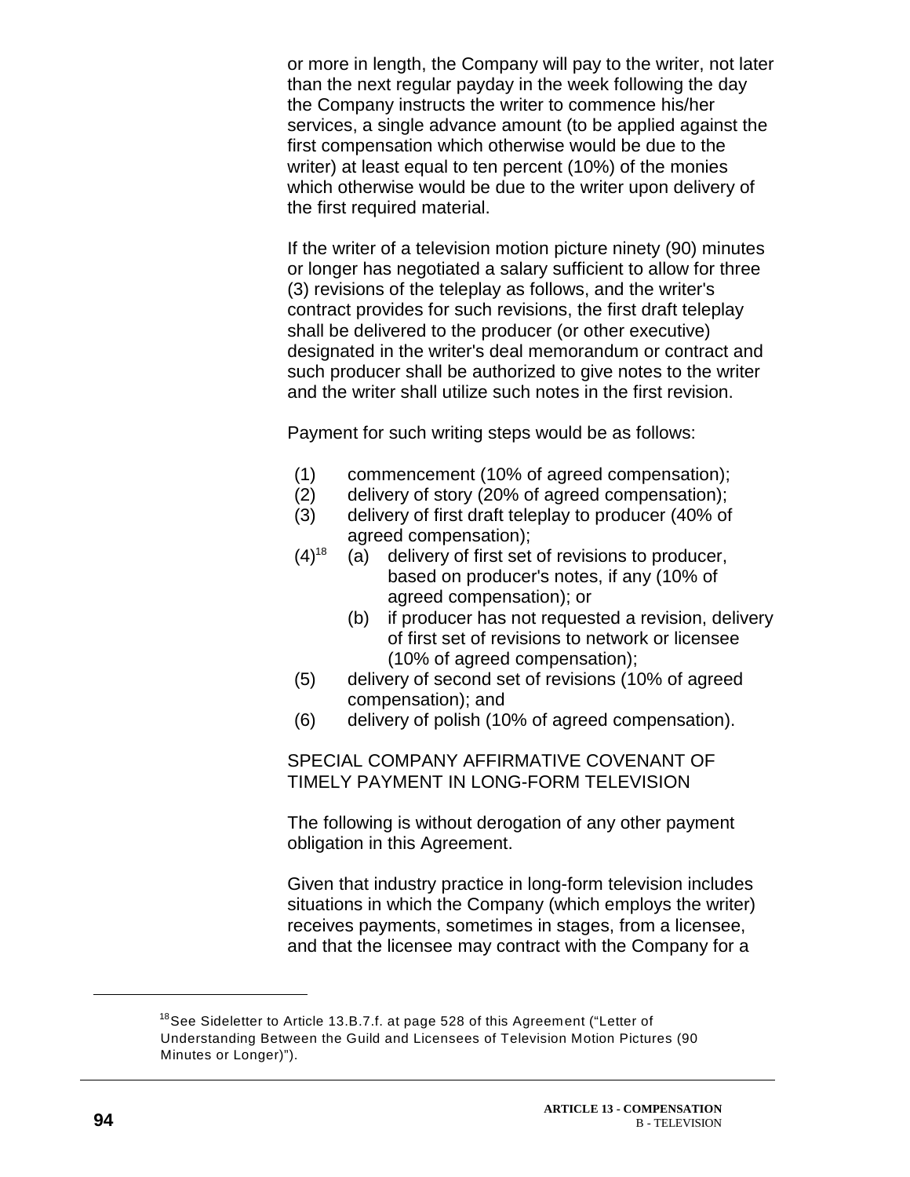or more in length, the Company will pay to the writer, not later than the next regular payday in the week following the day the Company instructs the writer to commence his/her services, a single advance amount (to be applied against the first compensation which otherwise would be due to the writer) at least equal to ten percent (10%) of the monies which otherwise would be due to the writer upon delivery of the first required material.

If the writer of a television motion picture ninety (90) minutes or longer has negotiated a salary sufficient to allow for three (3) revisions of the teleplay as follows, and the writer's contract provides for such revisions, the first draft teleplay shall be delivered to the producer (or other executive) designated in the writer's deal memorandum or contract and such producer shall be authorized to give notes to the writer and the writer shall utilize such notes in the first revision.

Payment for such writing steps would be as follows:

(1) commencement (10% of agreed compensation);
(2) delivery of story (20% of agreed compensation);
(3) delivery of first draft teleplay to producer (40% of agreed compensation);
(4)[18] (a) delivery of first set of revisions to producer, based on producer's notes, if any (10% of agreed compensation); or
(b) if producer has not requested a revision, delivery of first set of revisions to network or licensee (10% of agreed compensation);
(5) delivery of second set of revisions (10% of agreed compensation); and
(6) delivery of polish (10% of agreed compensation).

SPECIAL COMPANY AFFIRMATIVE COVENANT OF TIMELY PAYMENT IN LONG-FORM TELEVISION

The following is without derogation of any other payment obligation in this Agreement.

Given that industry practice in long-form television includes situations in which the Company (which employs the writer) receives payments, sometimes in stages, from a licensee, and that the licensee may contract with the Company for a

[18] See Sideletter to Article 13.B.7.f. at page 528 of this Agreement ("Letter of Understanding Between the Guild and Licensees of Television Motion Pictures (90 Minutes or Longer)").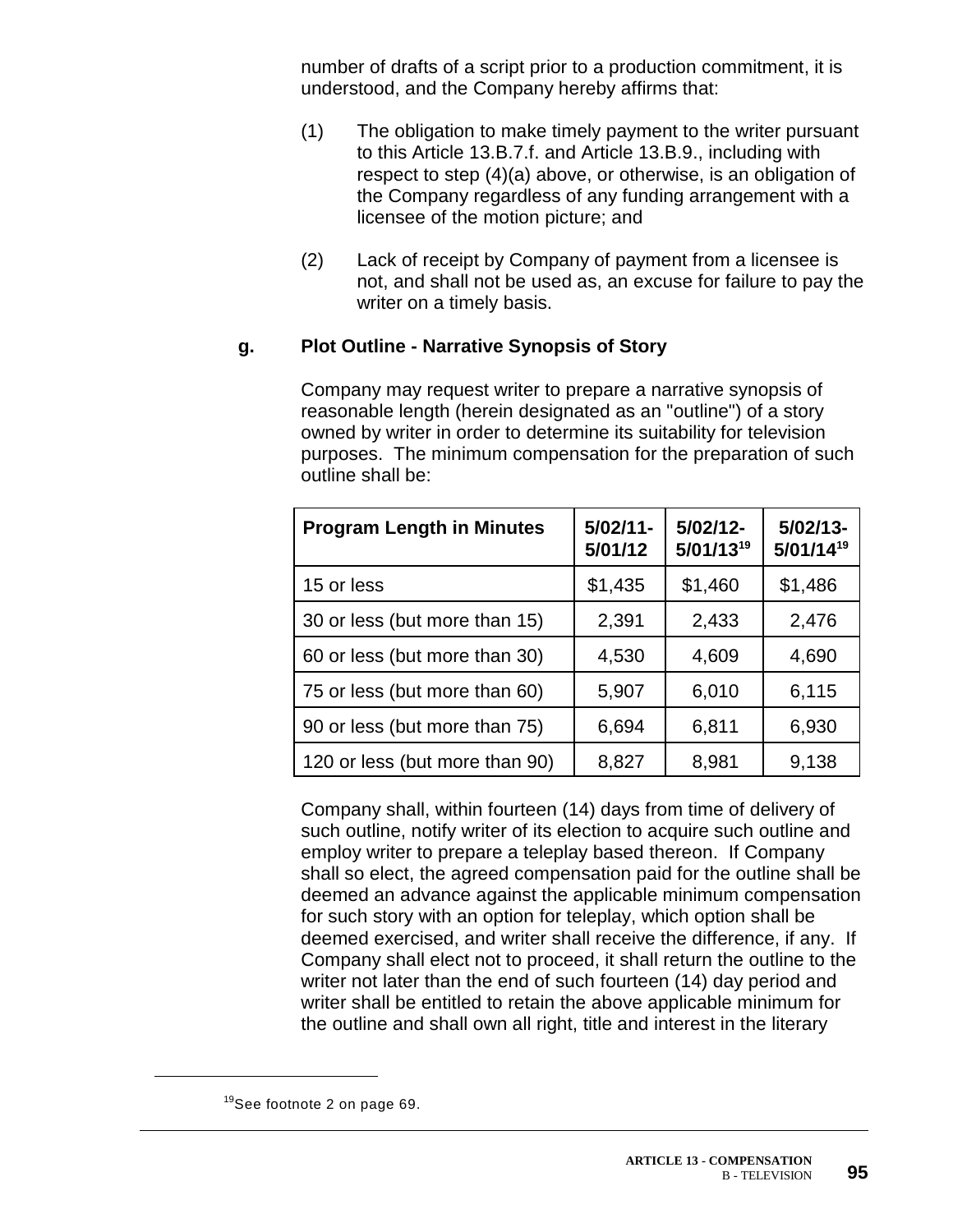number of drafts of a script prior to a production commitment, it is understood, and the Company hereby affirms that:

(1) The obligation to make timely payment to the writer pursuant to this Article 13.B.7.f. and Article 13.B.9., including with respect to step (4)(a) above, or otherwise, is an obligation of the Company regardless of any funding arrangement with a licensee of the motion picture; and

(2) Lack of receipt by Company of payment from a licensee is not, and shall not be used as, an excuse for failure to pay the writer on a timely basis.

**g. Plot Outline - Narrative Synopsis of Story**

Company may request writer to prepare a narrative synopsis of reasonable length (herein designated as an "outline") of a story owned by writer in order to determine its suitability for television purposes. The minimum compensation for the preparation of such outline shall be:

| Program Length in Minutes | 5/02/11-5/01/12 | 5/02/12-5/01/13[19] | 5/02/13-5/01/14[19] |
|---|---|---|---|
| 15 or less | $1,435 | $1,460 | $1,486 |
| 30 or less (but more than 15) | 2,391 | 2,433 | 2,476 |
| 60 or less (but more than 30) | 4,530 | 4,609 | 4,690 |
| 75 or less (but more than 60) | 5,907 | 6,010 | 6,115 |
| 90 or less (but more than 75) | 6,694 | 6,811 | 6,930 |
| 120 or less (but more than 90) | 8,827 | 8,981 | 9,138 |

Company shall, within fourteen (14) days from time of delivery of such outline, notify writer of its election to acquire such outline and employ writer to prepare a teleplay based thereon. If Company shall so elect, the agreed compensation paid for the outline shall be deemed an advance against the applicable minimum compensation for such story with an option for teleplay, which option shall be deemed exercised, and writer shall receive the difference, if any. If Company shall elect not to proceed, it shall return the outline to the writer not later than the end of such fourteen (14) day period and writer shall be entitled to retain the above applicable minimum for the outline and shall own all right, title and interest in the literary

[19]See footnote 2 on page 69.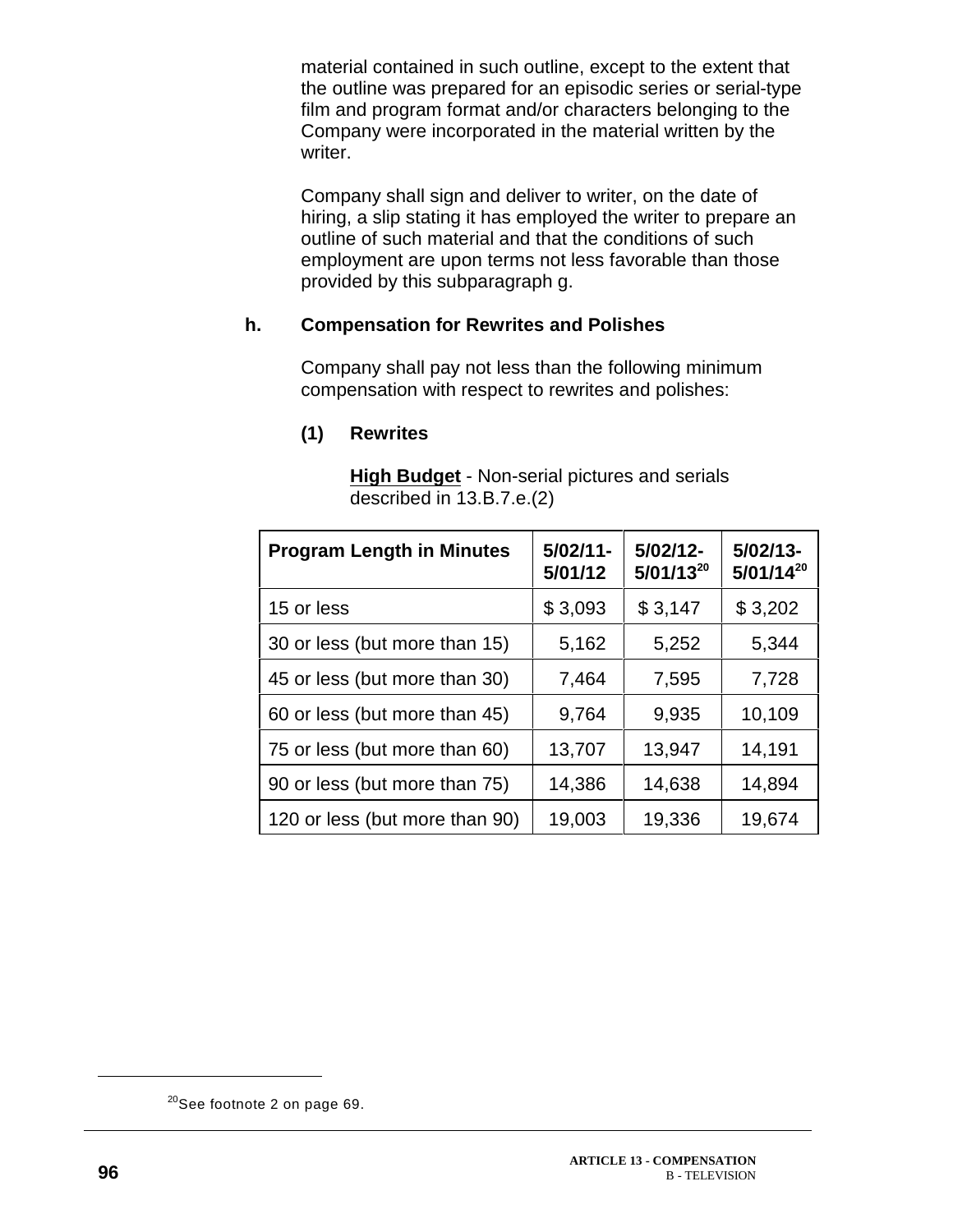material contained in such outline, except to the extent that the outline was prepared for an episodic series or serial-type film and program format and/or characters belonging to the Company were incorporated in the material written by the writer.

Company shall sign and deliver to writer, on the date of hiring, a slip stating it has employed the writer to prepare an outline of such material and that the conditions of such employment are upon terms not less favorable than those provided by this subparagraph g.

**h. Compensation for Rewrites and Polishes**

Company shall pay not less than the following minimum compensation with respect to rewrites and polishes:

**(1) Rewrites**

**High Budget** - Non-serial pictures and serials described in 13.B.7.e.(2)

| Program Length in Minutes | 5/02/11-5/01/12 | 5/02/12-5/01/13[20] | 5/02/13-5/01/14[20] |
|---|---|---|---|
| 15 or less | $ 3,093 | $ 3,147 | $ 3,202 |
| 30 or less (but more than 15) | 5,162 | 5,252 | 5,344 |
| 45 or less (but more than 30) | 7,464 | 7,595 | 7,728 |
| 60 or less (but more than 45) | 9,764 | 9,935 | 10,109 |
| 75 or less (but more than 60) | 13,707 | 13,947 | 14,191 |
| 90 or less (but more than 75) | 14,386 | 14,638 | 14,894 |
| 120 or less (but more than 90) | 19,003 | 19,336 | 19,674 |

[20] See footnote 2 on page 69.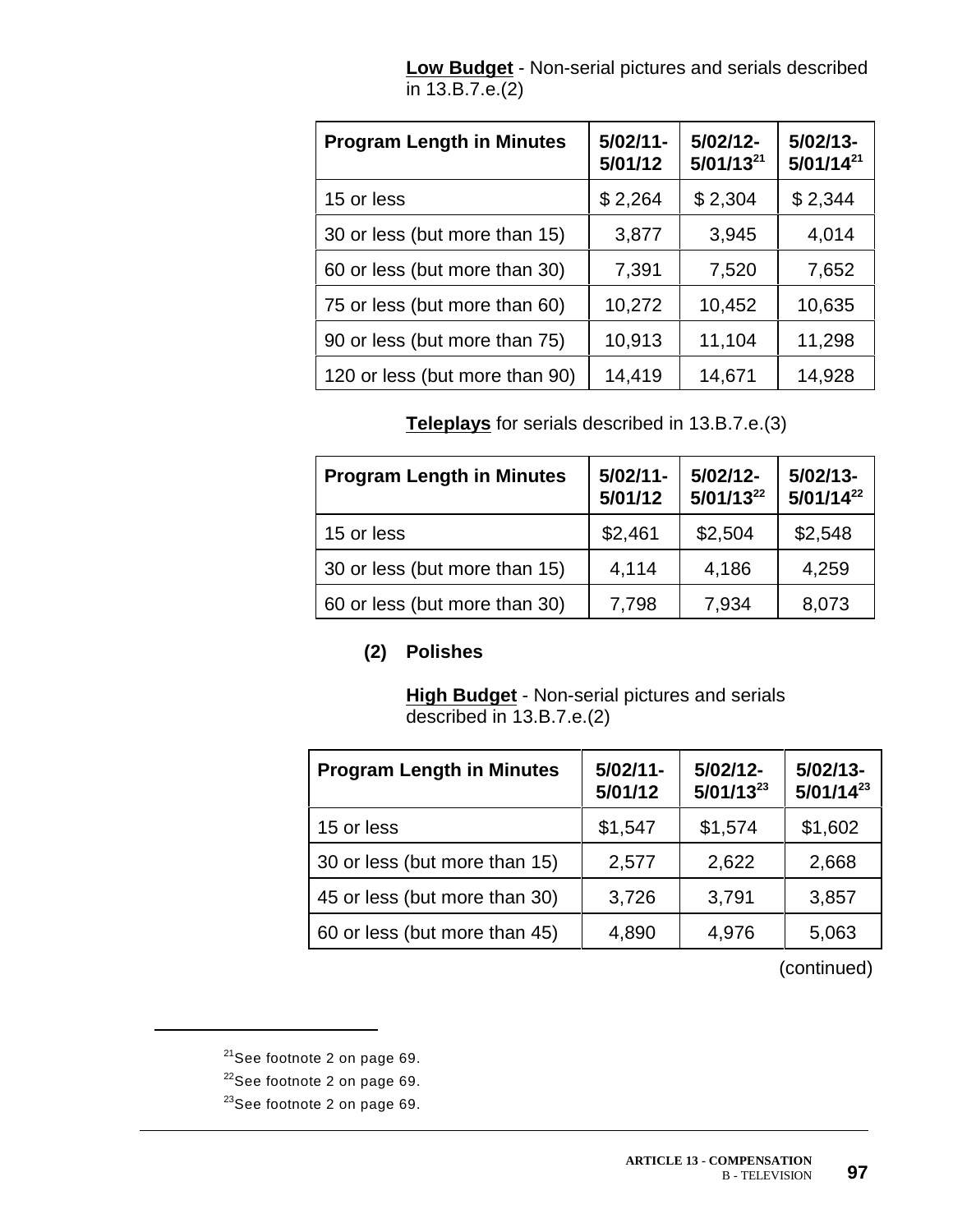**Low Budget** - Non-serial pictures and serials described in 13.B.7.e.(2)

| Program Length in Minutes | 5/02/11-5/01/12 | 5/02/12-5/01/13[21] | 5/02/13-5/01/14[21] |
|---|---|---|---|
| 15 or less | $ 2,264 | $ 2,304 | $ 2,344 |
| 30 or less (but more than 15) | 3,877 | 3,945 | 4,014 |
| 60 or less (but more than 30) | 7,391 | 7,520 | 7,652 |
| 75 or less (but more than 60) | 10,272 | 10,452 | 10,635 |
| 90 or less (but more than 75) | 10,913 | 11,104 | 11,298 |
| 120 or less (but more than 90) | 14,419 | 14,671 | 14,928 |

**Teleplays** for serials described in 13.B.7.e.(3)

| Program Length in Minutes | 5/02/11-5/01/12 | 5/02/12-5/01/13[22] | 5/02/13-5/01/14[22] |
|---|---|---|---|
| 15 or less | $2,461 | $2,504 | $2,548 |
| 30 or less (but more than 15) | 4,114 | 4,186 | 4,259 |
| 60 or less (but more than 30) | 7,798 | 7,934 | 8,073 |

**(2) Polishes**

**High Budget** - Non-serial pictures and serials described in 13.B.7.e.(2)

| Program Length in Minutes | 5/02/11-5/01/12 | 5/02/12-5/01/13[23] | 5/02/13-5/01/14[23] |
|---|---|---|---|
| 15 or less | $1,547 | $1,574 | $1,602 |
| 30 or less (but more than 15) | 2,577 | 2,622 | 2,668 |
| 45 or less (but more than 30) | 3,726 | 3,791 | 3,857 |
| 60 or less (but more than 45) | 4,890 | 4,976 | 5,063 |

(continued)

---

[21] See footnote 2 on page 69.

[22] See footnote 2 on page 69.

[23] See footnote 2 on page 69.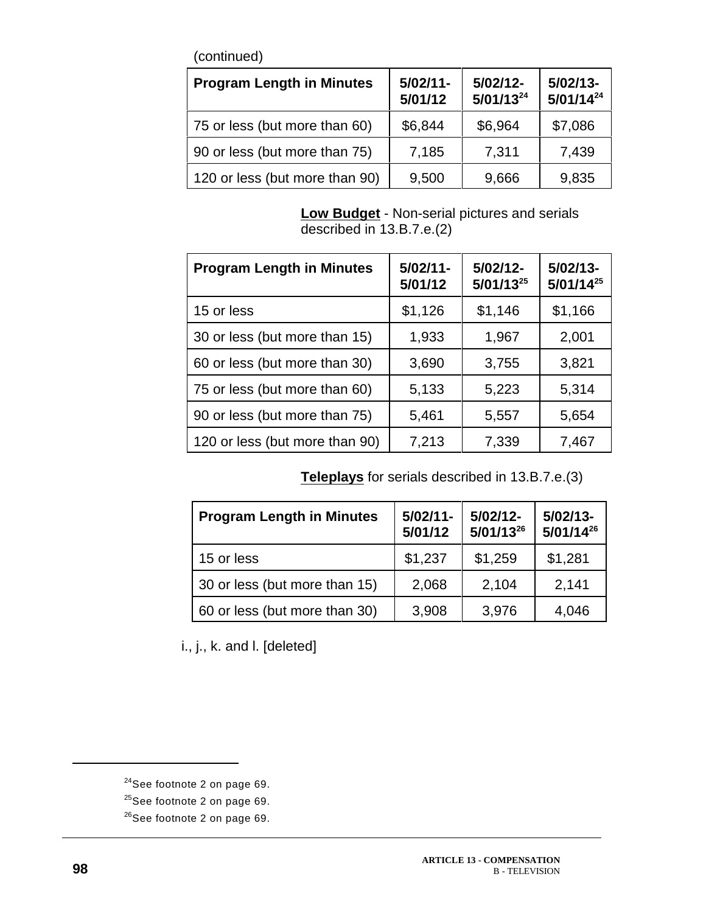(continued)

| Program Length in Minutes | 5/02/11-5/01/12 | 5/02/12-5/01/13[24] | 5/02/13-5/01/14[24] |
|---|---|---|---|
| 75 or less (but more than 60) | $6,844 | $6,964 | $7,086 |
| 90 or less (but more than 75) | 7,185 | 7,311 | 7,439 |
| 120 or less (but more than 90) | 9,500 | 9,666 | 9,835 |

**Low Budget** - Non-serial pictures and serials described in 13.B.7.e.(2)

| Program Length in Minutes | 5/02/11-5/01/12 | 5/02/12-5/01/13[25] | 5/02/13-5/01/14[25] |
|---|---|---|---|
| 15 or less | $1,126 | $1,146 | $1,166 |
| 30 or less (but more than 15) | 1,933 | 1,967 | 2,001 |
| 60 or less (but more than 30) | 3,690 | 3,755 | 3,821 |
| 75 or less (but more than 60) | 5,133 | 5,223 | 5,314 |
| 90 or less (but more than 75) | 5,461 | 5,557 | 5,654 |
| 120 or less (but more than 90) | 7,213 | 7,339 | 7,467 |

**Teleplays** for serials described in 13.B.7.e.(3)

| Program Length in Minutes | 5/02/11-5/01/12 | 5/02/12-5/01/13[26] | 5/02/13-5/01/14[26] |
|---|---|---|---|
| 15 or less | $1,237 | $1,259 | $1,281 |
| 30 or less (but more than 15) | 2,068 | 2,104 | 2,141 |
| 60 or less (but more than 30) | 3,908 | 3,976 | 4,046 |

i., j., k. and l. [deleted]

---

[24]See footnote 2 on page 69.

[25]See footnote 2 on page 69.

[26]See footnote 2 on page 69.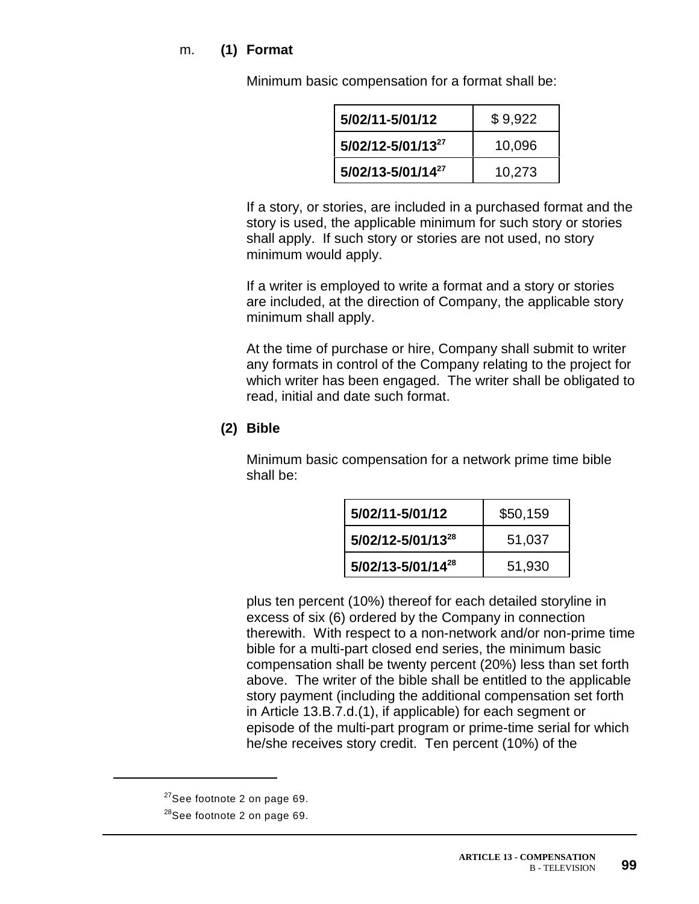m. **(1) Format**

Minimum basic compensation for a format shall be:

| | |
|---|---|
| **5/02/11-5/01/12** | $ 9,922 |
| **5/02/12-5/01/13[27]** | 10,096 |
| **5/02/13-5/01/14[27]** | 10,273 |

If a story, or stories, are included in a purchased format and the story is used, the applicable minimum for such story or stories shall apply. If such story or stories are not used, no story minimum would apply.

If a writer is employed to write a format and a story or stories are included, at the direction of Company, the applicable story minimum shall apply.

At the time of purchase or hire, Company shall submit to writer any formats in control of the Company relating to the project for which writer has been engaged. The writer shall be obligated to read, initial and date such format.

**(2) Bible**

Minimum basic compensation for a network prime time bible shall be:

| | |
|---|---|
| **5/02/11-5/01/12** | $50,159 |
| **5/02/12-5/01/13[28]** | 51,037 |
| **5/02/13-5/01/14[28]** | 51,930 |

plus ten percent (10%) thereof for each detailed storyline in excess of six (6) ordered by the Company in connection therewith. With respect to a non-network and/or non-prime time bible for a multi-part closed end series, the minimum basic compensation shall be twenty percent (20%) less than set forth above. The writer of the bible shall be entitled to the applicable story payment (including the additional compensation set forth in Article 13.B.7.d.(1), if applicable) for each segment or episode of the multi-part program or prime-time serial for which he/she receives story credit. Ten percent (10%) of the

[27] See footnote 2 on page 69.

[28] See footnote 2 on page 69.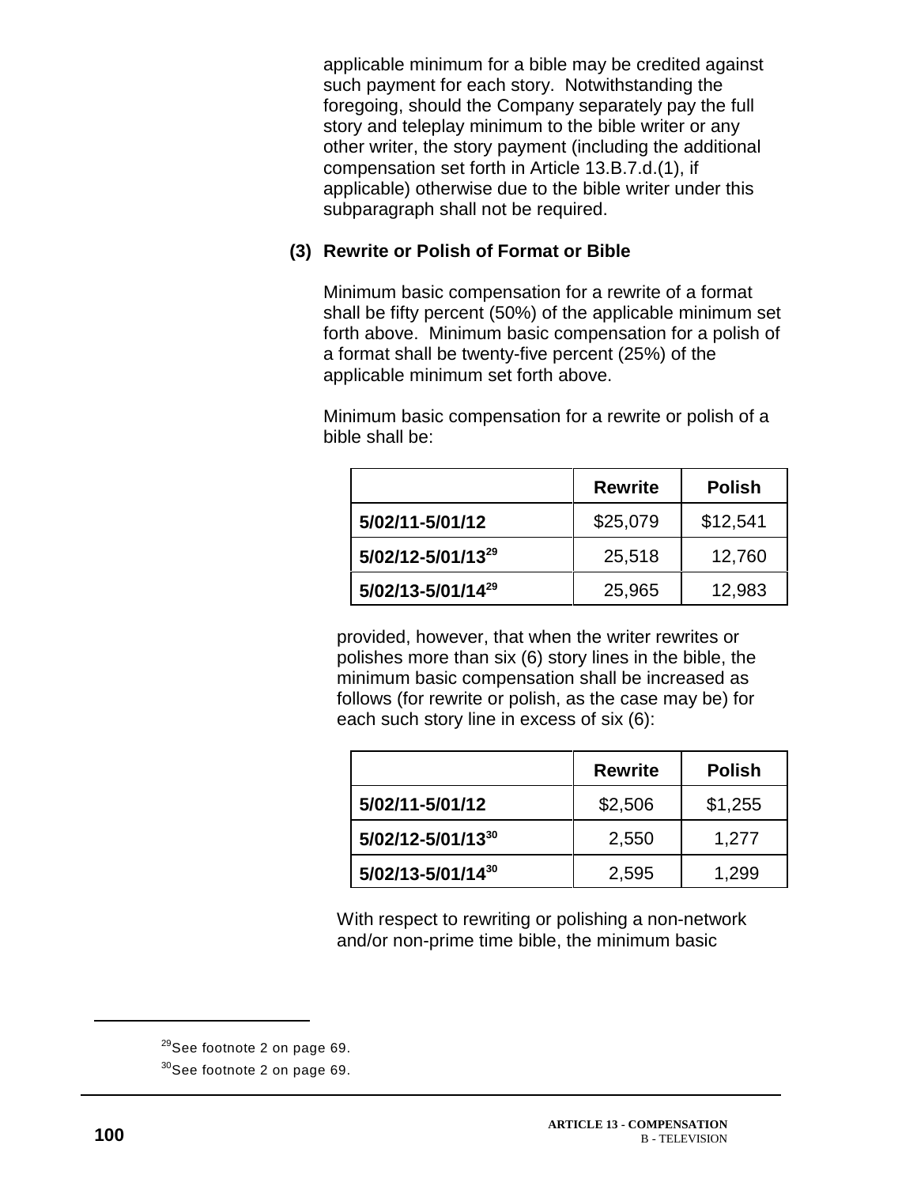applicable minimum for a bible may be credited against such payment for each story. Notwithstanding the foregoing, should the Company separately pay the full story and teleplay minimum to the bible writer or any other writer, the story payment (including the additional compensation set forth in Article 13.B.7.d.(1), if applicable) otherwise due to the bible writer under this subparagraph shall not be required.

**(3) Rewrite or Polish of Format or Bible**

Minimum basic compensation for a rewrite of a format shall be fifty percent (50%) of the applicable minimum set forth above. Minimum basic compensation for a polish of a format shall be twenty-five percent (25%) of the applicable minimum set forth above.

Minimum basic compensation for a rewrite or polish of a bible shall be:

| | **Rewrite** | **Polish** |
|---|---|---|
| **5/02/11-5/01/12** | $25,079 | $12,541 |
| **5/02/12-5/01/13**[29] | 25,518 | 12,760 |
| **5/02/13-5/01/14**[29] | 25,965 | 12,983 |

provided, however, that when the writer rewrites or polishes more than six (6) story lines in the bible, the minimum basic compensation shall be increased as follows (for rewrite or polish, as the case may be) for each such story line in excess of six (6):

| | **Rewrite** | **Polish** |
|---|---|---|
| **5/02/11-5/01/12** | $2,506 | $1,255 |
| **5/02/12-5/01/13**[30] | 2,550 | 1,277 |
| **5/02/13-5/01/14**[30] | 2,595 | 1,299 |

With respect to rewriting or polishing a non-network and/or non-prime time bible, the minimum basic

[29] See footnote 2 on page 69.

[30] See footnote 2 on page 69.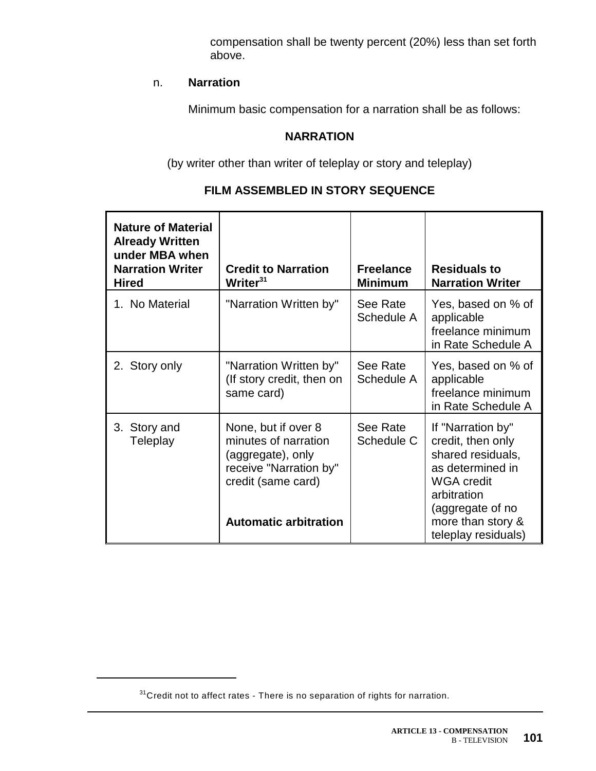compensation shall be twenty percent (20%) less than set forth above.

n. **Narration**

Minimum basic compensation for a narration shall be as follows:

**NARRATION**

(by writer other than writer of teleplay or story and teleplay)

**FILM ASSEMBLED IN STORY SEQUENCE**

| **Nature of Material Already Written under MBA when Narration Writer Hired** | **Credit to Narration Writer[31]** | **Freelance Minimum** | **Residuals to Narration Writer** |
|---|---|---|---|
| 1. No Material | "Narration Written by" | See Rate Schedule A | Yes, based on % of applicable freelance minimum in Rate Schedule A |
| 2. Story only | "Narration Written by" (If story credit, then on same card) | See Rate Schedule A | Yes, based on % of applicable freelance minimum in Rate Schedule A |
| 3. Story and Teleplay | None, but if over 8 minutes of narration (aggregate), only receive "Narration by" credit (same card)<br><br>**Automatic arbitration** | See Rate Schedule C | If "Narration by" credit, then only shared residuals, as determined in WGA credit arbitration (aggregate of no more than story & teleplay residuals) |

[31] Credit not to affect rates - There is no separation of rights for narration.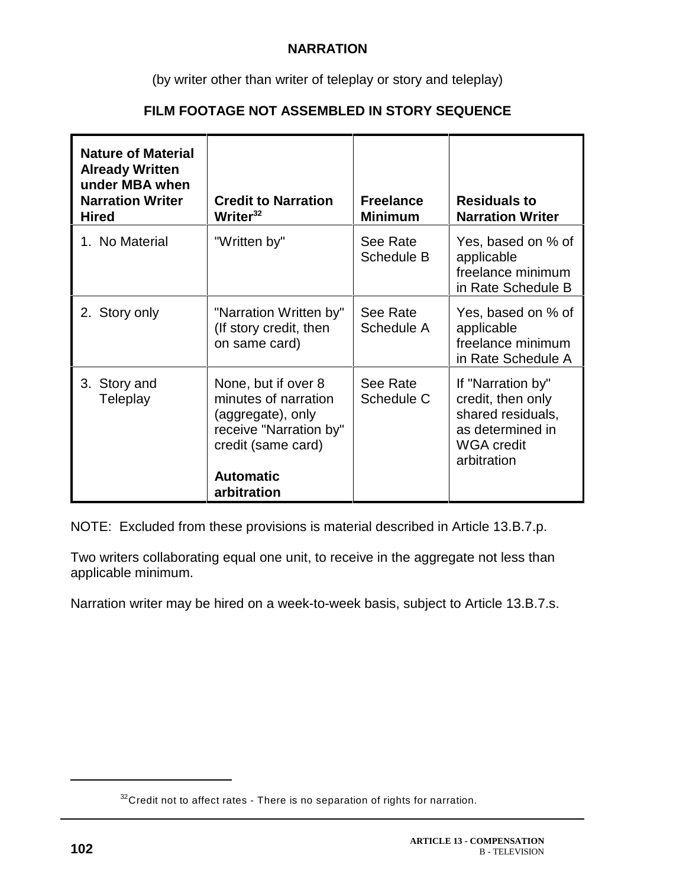## NARRATION

(by writer other than writer of teleplay or story and teleplay)

### FILM FOOTAGE NOT ASSEMBLED IN STORY SEQUENCE

| Nature of Material Already Written under MBA when Narration Writer Hired | Credit to Narration Writer[32] | Freelance Minimum | Residuals to Narration Writer |
|---|---|---|---|
| 1. No Material | "Written by" | See Rate Schedule B | Yes, based on % of applicable freelance minimum in Rate Schedule B |
| 2. Story only | "Narration Written by" (If story credit, then on same card) | See Rate Schedule A | Yes, based on % of applicable freelance minimum in Rate Schedule A |
| 3. Story and Teleplay | None, but if over 8 minutes of narration (aggregate), only receive "Narration by" credit (same card)<br><br>**Automatic arbitration** | See Rate Schedule C | If "Narration by" credit, then only shared residuals, as determined in WGA credit arbitration |

NOTE: Excluded from these provisions is material described in Article 13.B.7.p.

Two writers collaborating equal one unit, to receive in the aggregate not less than applicable minimum.

Narration writer may be hired on a week-to-week basis, subject to Article 13.B.7.s.

[32] Credit not to affect rates - There is no separation of rights for narration.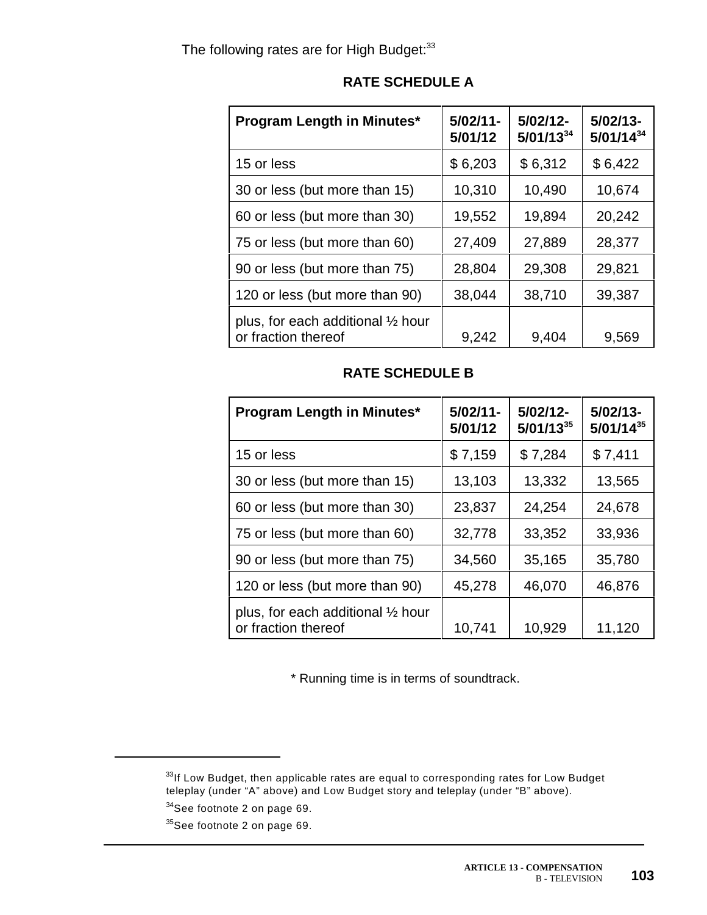The following rates are for High Budget:[33]

**RATE SCHEDULE A**

| Program Length in Minutes* | 5/02/11-5/01/12 | 5/02/12-5/01/13[34] | 5/02/13-5/01/14[34] |
|---|---|---|---|
| 15 or less | $ 6,203 | $ 6,312 | $ 6,422 |
| 30 or less (but more than 15) | 10,310 | 10,490 | 10,674 |
| 60 or less (but more than 30) | 19,552 | 19,894 | 20,242 |
| 75 or less (but more than 60) | 27,409 | 27,889 | 28,377 |
| 90 or less (but more than 75) | 28,804 | 29,308 | 29,821 |
| 120 or less (but more than 90) | 38,044 | 38,710 | 39,387 |
| plus, for each additional ½ hour or fraction thereof | 9,242 | 9,404 | 9,569 |

**RATE SCHEDULE B**

| Program Length in Minutes* | 5/02/11-5/01/12 | 5/02/12-5/01/13[35] | 5/02/13-5/01/14[35] |
|---|---|---|---|
| 15 or less | $ 7,159 | $ 7,284 | $ 7,411 |
| 30 or less (but more than 15) | 13,103 | 13,332 | 13,565 |
| 60 or less (but more than 30) | 23,837 | 24,254 | 24,678 |
| 75 or less (but more than 60) | 32,778 | 33,352 | 33,936 |
| 90 or less (but more than 75) | 34,560 | 35,165 | 35,780 |
| 120 or less (but more than 90) | 45,278 | 46,070 | 46,876 |
| plus, for each additional ½ hour or fraction thereof | 10,741 | 10,929 | 11,120 |

\* Running time is in terms of soundtrack.

---

[33] If Low Budget, then applicable rates are equal to corresponding rates for Low Budget teleplay (under "A" above) and Low Budget story and teleplay (under "B" above).

[34] See footnote 2 on page 69.

[35] See footnote 2 on page 69.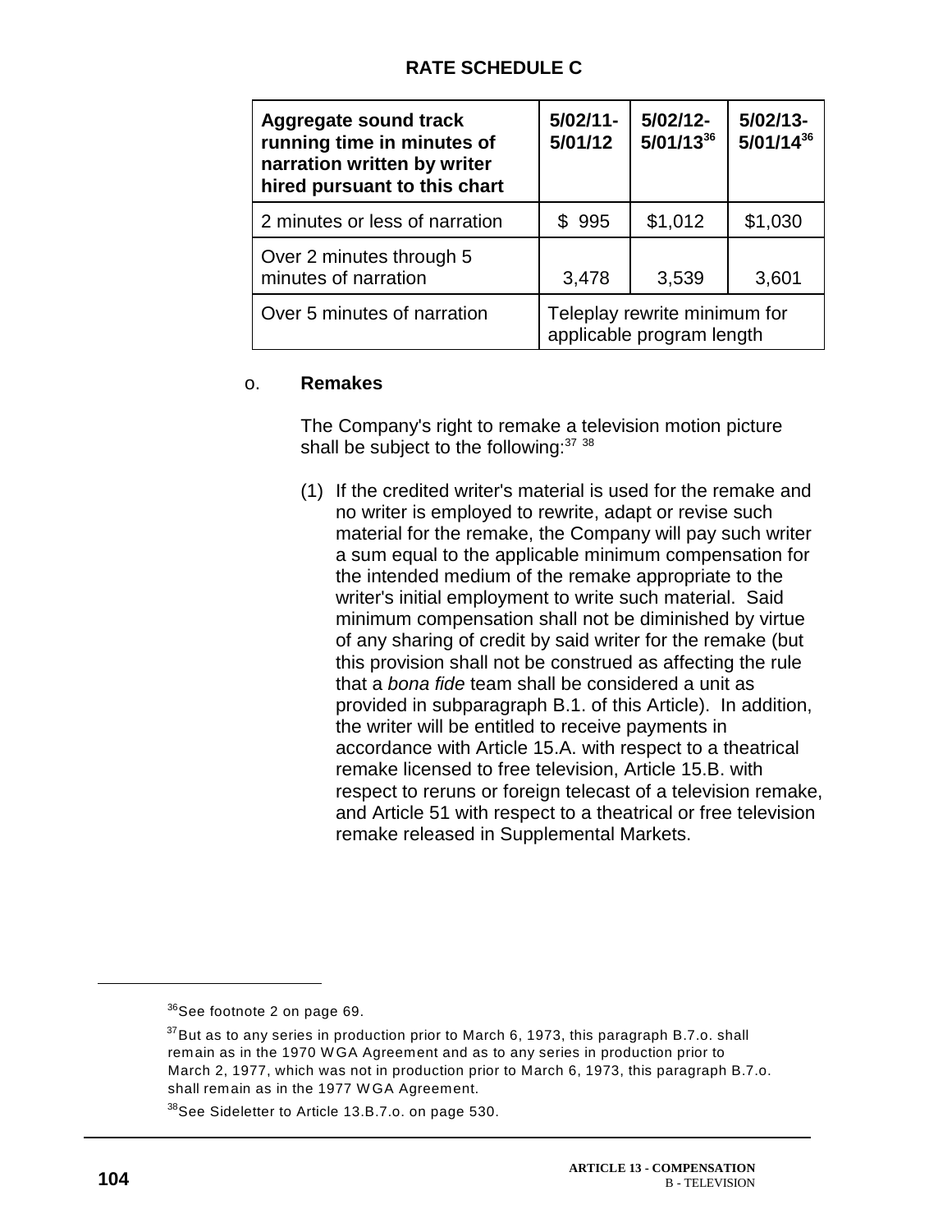## RATE SCHEDULE C

| Aggregate sound track running time in minutes of narration written by writer hired pursuant to this chart | 5/02/11-5/01/12 | 5/02/12-5/01/13[36] | 5/02/13-5/01/14[36] |
|---|---|---|---|
| 2 minutes or less of narration | $ 995 | $1,012 | $1,030 |
| Over 2 minutes through 5 minutes of narration | 3,478 | 3,539 | 3,601 |
| Over 5 minutes of narration | Teleplay rewrite minimum for applicable program length | | |

o. **Remakes**

The Company's right to remake a television motion picture shall be subject to the following:[37] [38]

(1) If the credited writer's material is used for the remake and no writer is employed to rewrite, adapt or revise such material for the remake, the Company will pay such writer a sum equal to the applicable minimum compensation for the intended medium of the remake appropriate to the writer's initial employment to write such material. Said minimum compensation shall not be diminished by virtue of any sharing of credit by said writer for the remake (but this provision shall not be construed as affecting the rule that a *bona fide* team shall be considered a unit as provided in subparagraph B.1. of this Article). In addition, the writer will be entitled to receive payments in accordance with Article 15.A. with respect to a theatrical remake licensed to free television, Article 15.B. with respect to reruns or foreign telecast of a television remake, and Article 51 with respect to a theatrical or free television remake released in Supplemental Markets.

---

[36] See footnote 2 on page 69.

[37] But as to any series in production prior to March 6, 1973, this paragraph B.7.o. shall remain as in the 1970 WGA Agreement and as to any series in production prior to March 2, 1977, which was not in production prior to March 6, 1973, this paragraph B.7.o. shall remain as in the 1977 WGA Agreement.

[38] See Sideletter to Article 13.B.7.o. on page 530.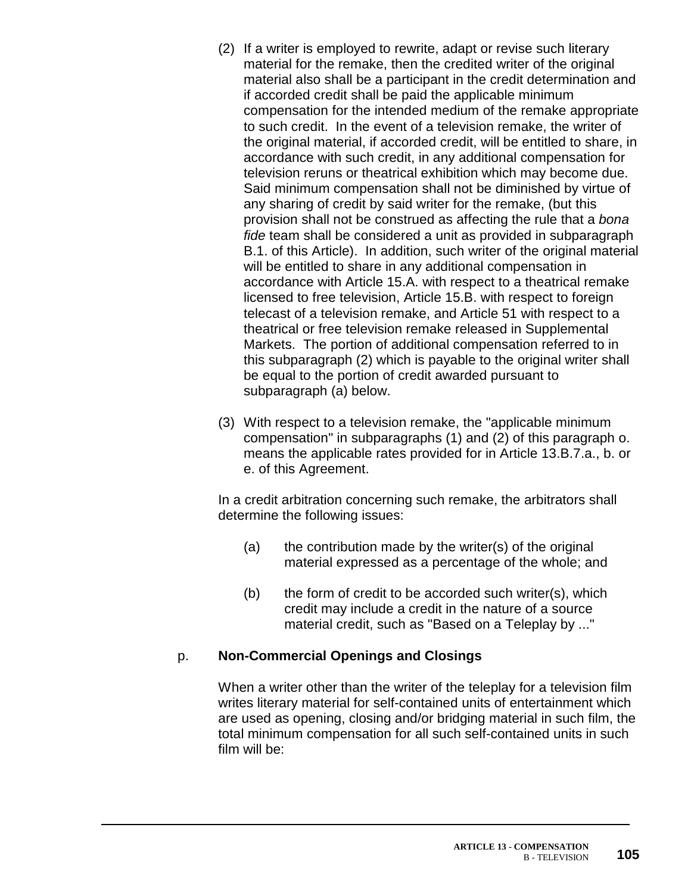(2) If a writer is employed to rewrite, adapt or revise such literary material for the remake, then the credited writer of the original material also shall be a participant in the credit determination and if accorded credit shall be paid the applicable minimum compensation for the intended medium of the remake appropriate to such credit. In the event of a television remake, the writer of the original material, if accorded credit, will be entitled to share, in accordance with such credit, in any additional compensation for television reruns or theatrical exhibition which may become due. Said minimum compensation shall not be diminished by virtue of any sharing of credit by said writer for the remake, (but this provision shall not be construed as affecting the rule that a *bona fide* team shall be considered a unit as provided in subparagraph B.1. of this Article). In addition, such writer of the original material will be entitled to share in any additional compensation in accordance with Article 15.A. with respect to a theatrical remake licensed to free television, Article 15.B. with respect to foreign telecast of a television remake, and Article 51 with respect to a theatrical or free television remake released in Supplemental Markets. The portion of additional compensation referred to in this subparagraph (2) which is payable to the original writer shall be equal to the portion of credit awarded pursuant to subparagraph (a) below.

(3) With respect to a television remake, the "applicable minimum compensation" in subparagraphs (1) and (2) of this paragraph o. means the applicable rates provided for in Article 13.B.7.a., b. or e. of this Agreement.

In a credit arbitration concerning such remake, the arbitrators shall determine the following issues:

(a) the contribution made by the writer(s) of the original material expressed as a percentage of the whole; and

(b) the form of credit to be accorded such writer(s), which credit may include a credit in the nature of a source material credit, such as "Based on a Teleplay by ..."

p. **Non-Commercial Openings and Closings**

When a writer other than the writer of the teleplay for a television film writes literary material for self-contained units of entertainment which are used as opening, closing and/or bridging material in such film, the total minimum compensation for all such self-contained units in such film will be: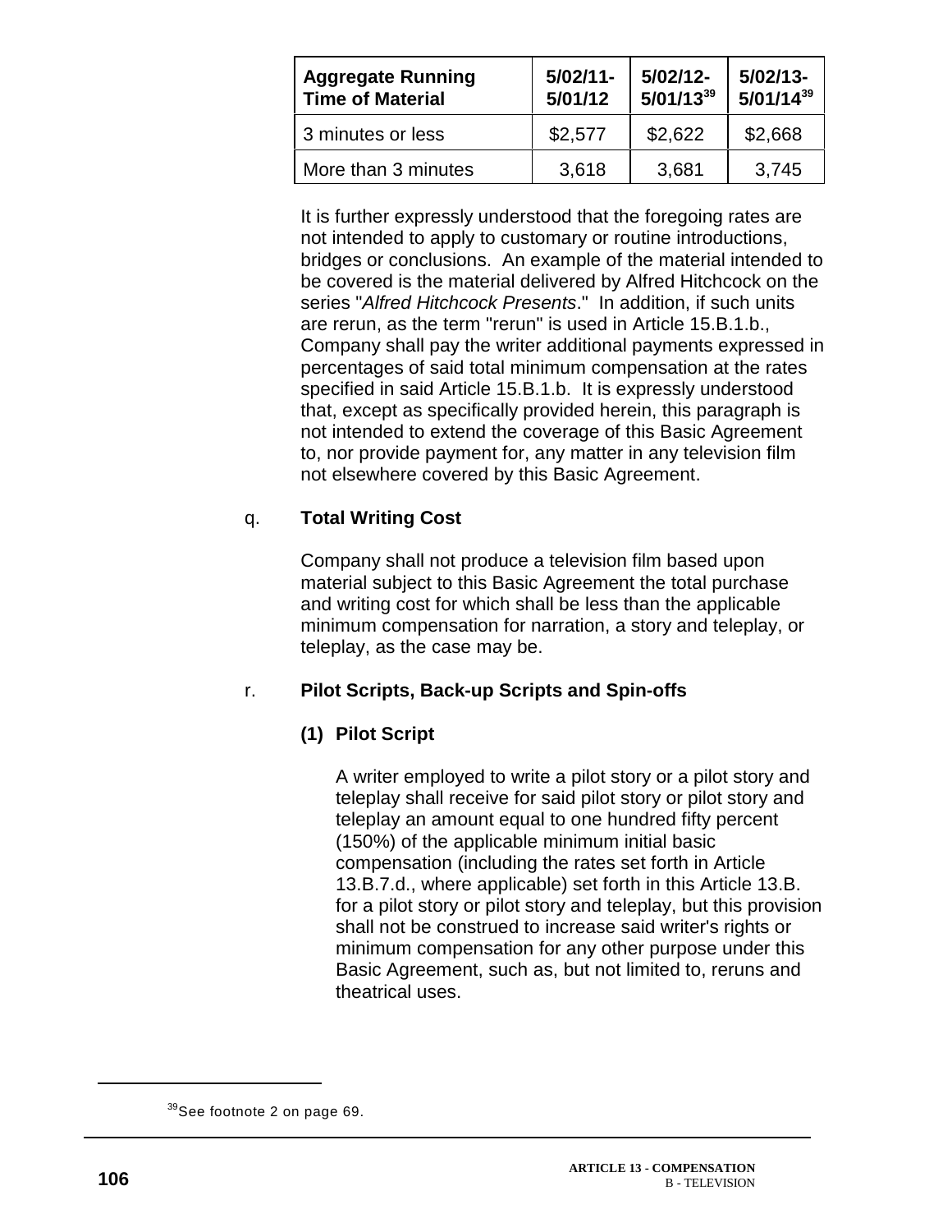| Aggregate Running Time of Material | 5/02/11-5/01/12 | 5/02/12-5/01/13[39] | 5/02/13-5/01/14[39] |
|---|---|---|---|
| 3 minutes or less | $2,577 | $2,622 | $2,668 |
| More than 3 minutes | 3,618 | 3,681 | 3,745 |

It is further expressly understood that the foregoing rates are not intended to apply to customary or routine introductions, bridges or conclusions. An example of the material intended to be covered is the material delivered by Alfred Hitchcock on the series "*Alfred Hitchcock Presents*." In addition, if such units are rerun, as the term "rerun" is used in Article 15.B.1.b., Company shall pay the writer additional payments expressed in percentages of said total minimum compensation at the rates specified in said Article 15.B.1.b. It is expressly understood that, except as specifically provided herein, this paragraph is not intended to extend the coverage of this Basic Agreement to, nor provide payment for, any matter in any television film not elsewhere covered by this Basic Agreement.

q. **Total Writing Cost**

Company shall not produce a television film based upon material subject to this Basic Agreement the total purchase and writing cost for which shall be less than the applicable minimum compensation for narration, a story and teleplay, or teleplay, as the case may be.

r. **Pilot Scripts, Back-up Scripts and Spin-offs**

**(1) Pilot Script**

A writer employed to write a pilot story or a pilot story and teleplay shall receive for said pilot story or pilot story and teleplay an amount equal to one hundred fifty percent (150%) of the applicable minimum initial basic compensation (including the rates set forth in Article 13.B.7.d., where applicable) set forth in this Article 13.B. for a pilot story or pilot story and teleplay, but this provision shall not be construed to increase said writer's rights or minimum compensation for any other purpose under this Basic Agreement, such as, but not limited to, reruns and theatrical uses.

[39] See footnote 2 on page 69.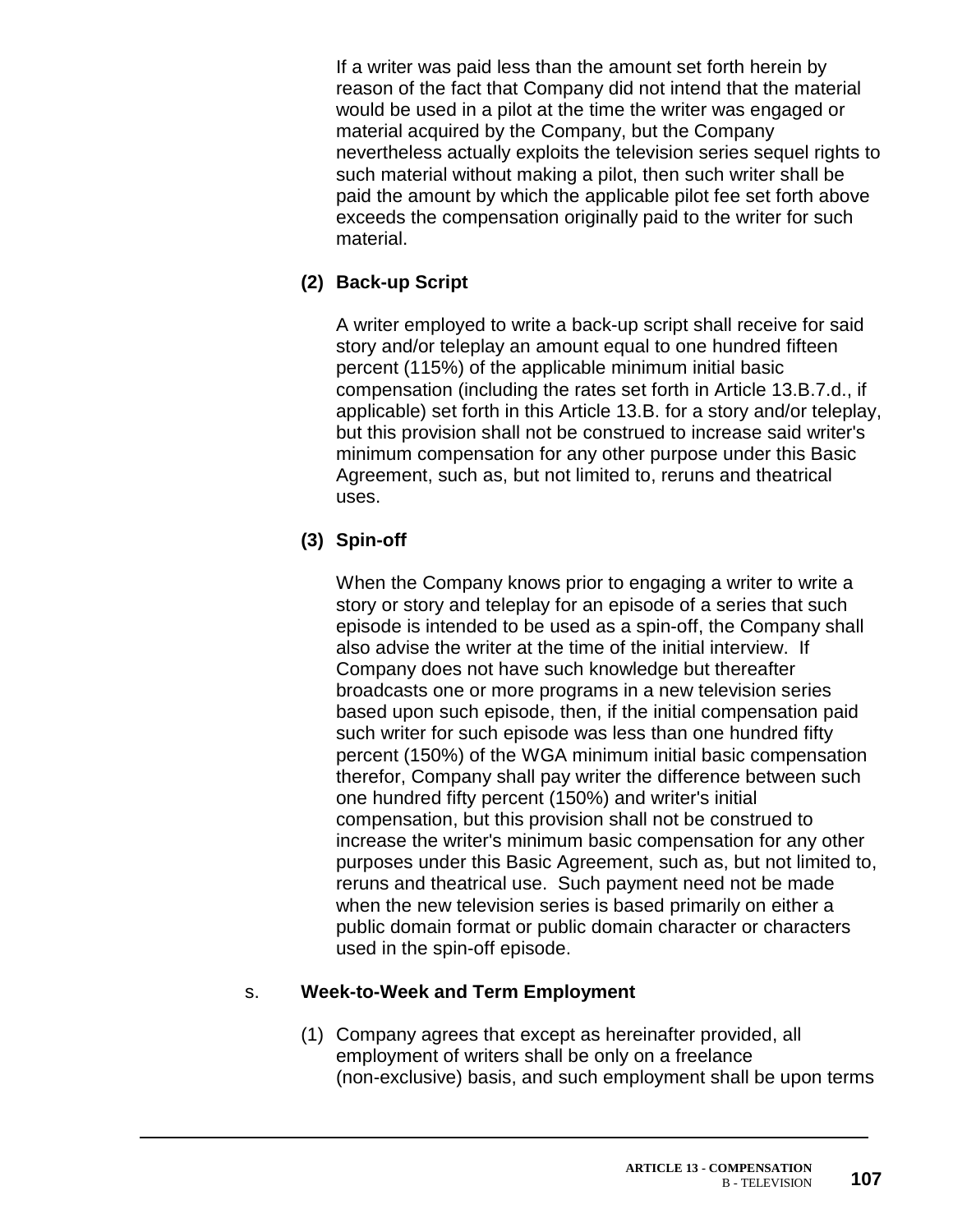If a writer was paid less than the amount set forth herein by reason of the fact that Company did not intend that the material would be used in a pilot at the time the writer was engaged or material acquired by the Company, but the Company nevertheless actually exploits the television series sequel rights to such material without making a pilot, then such writer shall be paid the amount by which the applicable pilot fee set forth above exceeds the compensation originally paid to the writer for such material.

**(2) Back-up Script**

A writer employed to write a back-up script shall receive for said story and/or teleplay an amount equal to one hundred fifteen percent (115%) of the applicable minimum initial basic compensation (including the rates set forth in Article 13.B.7.d., if applicable) set forth in this Article 13.B. for a story and/or teleplay, but this provision shall not be construed to increase said writer's minimum compensation for any other purpose under this Basic Agreement, such as, but not limited to, reruns and theatrical uses.

**(3) Spin-off**

When the Company knows prior to engaging a writer to write a story or story and teleplay for an episode of a series that such episode is intended to be used as a spin-off, the Company shall also advise the writer at the time of the initial interview. If Company does not have such knowledge but thereafter broadcasts one or more programs in a new television series based upon such episode, then, if the initial compensation paid such writer for such episode was less than one hundred fifty percent (150%) of the WGA minimum initial basic compensation therefor, Company shall pay writer the difference between such one hundred fifty percent (150%) and writer's initial compensation, but this provision shall not be construed to increase the writer's minimum basic compensation for any other purposes under this Basic Agreement, such as, but not limited to, reruns and theatrical use. Such payment need not be made when the new television series is based primarily on either a public domain format or public domain character or characters used in the spin-off episode.

s. **Week-to-Week and Term Employment**

(1) Company agrees that except as hereinafter provided, all employment of writers shall be only on a freelance (non-exclusive) basis, and such employment shall be upon terms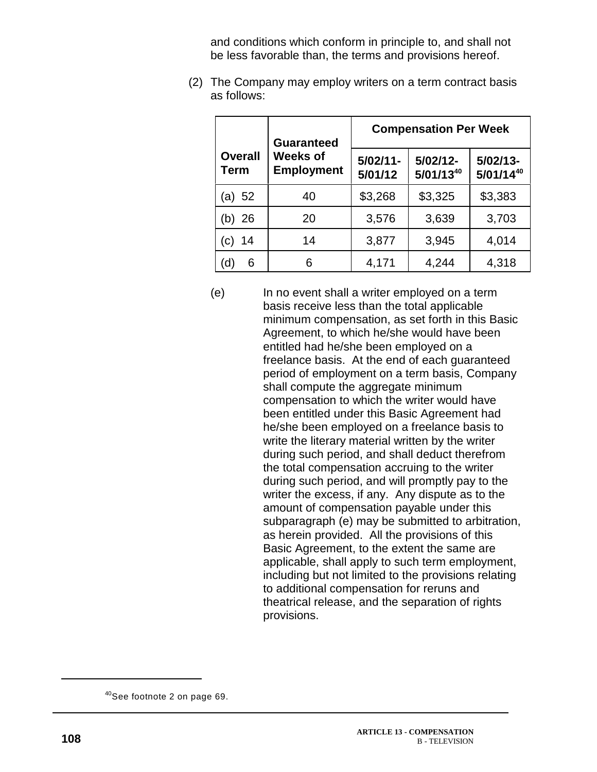and conditions which conform in principle to, and shall not be less favorable than, the terms and provisions hereof.

(2) The Company may employ writers on a term contract basis as follows:

| Overall Term | Guaranteed Weeks of Employment | Compensation Per Week | | |
|---|---|---|---|---|
| | | 5/02/11-5/01/12 | 5/02/12-5/01/13[40] | 5/02/13-5/01/14[40] |
| (a) 52 | 40 | $3,268 | $3,325 | $3,383 |
| (b) 26 | 20 | 3,576 | 3,639 | 3,703 |
| (c) 14 | 14 | 3,877 | 3,945 | 4,014 |
| (d) 6 | 6 | 4,171 | 4,244 | 4,318 |

(e) In no event shall a writer employed on a term basis receive less than the total applicable minimum compensation, as set forth in this Basic Agreement, to which he/she would have been entitled had he/she been employed on a freelance basis. At the end of each guaranteed period of employment on a term basis, Company shall compute the aggregate minimum compensation to which the writer would have been entitled under this Basic Agreement had he/she been employed on a freelance basis to write the literary material written by the writer during such period, and shall deduct therefrom the total compensation accruing to the writer during such period, and will promptly pay to the writer the excess, if any. Any dispute as to the amount of compensation payable under this subparagraph (e) may be submitted to arbitration, as herein provided. All the provisions of this Basic Agreement, to the extent the same are applicable, shall apply to such term employment, including but not limited to the provisions relating to additional compensation for reruns and theatrical release, and the separation of rights provisions.

[40] See footnote 2 on page 69.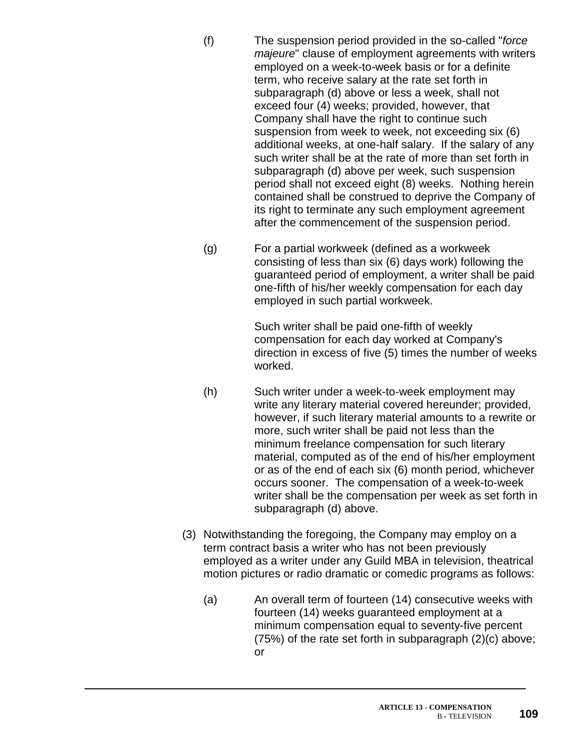(f) The suspension period provided in the so-called "*force majeure*" clause of employment agreements with writers employed on a week-to-week basis or for a definite term, who receive salary at the rate set forth in subparagraph (d) above or less a week, shall not exceed four (4) weeks; provided, however, that Company shall have the right to continue such suspension from week to week, not exceeding six (6) additional weeks, at one-half salary. If the salary of any such writer shall be at the rate of more than set forth in subparagraph (d) above per week, such suspension period shall not exceed eight (8) weeks. Nothing herein contained shall be construed to deprive the Company of its right to terminate any such employment agreement after the commencement of the suspension period.

(g) For a partial workweek (defined as a workweek consisting of less than six (6) days work) following the guaranteed period of employment, a writer shall be paid one-fifth of his/her weekly compensation for each day employed in such partial workweek.

Such writer shall be paid one-fifth of weekly compensation for each day worked at Company's direction in excess of five (5) times the number of weeks worked.

(h) Such writer under a week-to-week employment may write any literary material covered hereunder; provided, however, if such literary material amounts to a rewrite or more, such writer shall be paid not less than the minimum freelance compensation for such literary material, computed as of the end of his/her employment or as of the end of each six (6) month period, whichever occurs sooner. The compensation of a week-to-week writer shall be the compensation per week as set forth in subparagraph (d) above.

(3) Notwithstanding the foregoing, the Company may employ on a term contract basis a writer who has not been previously employed as a writer under any Guild MBA in television, theatrical motion pictures or radio dramatic or comedic programs as follows:

(a) An overall term of fourteen (14) consecutive weeks with fourteen (14) weeks guaranteed employment at a minimum compensation equal to seventy-five percent (75%) of the rate set forth in subparagraph (2)(c) above; or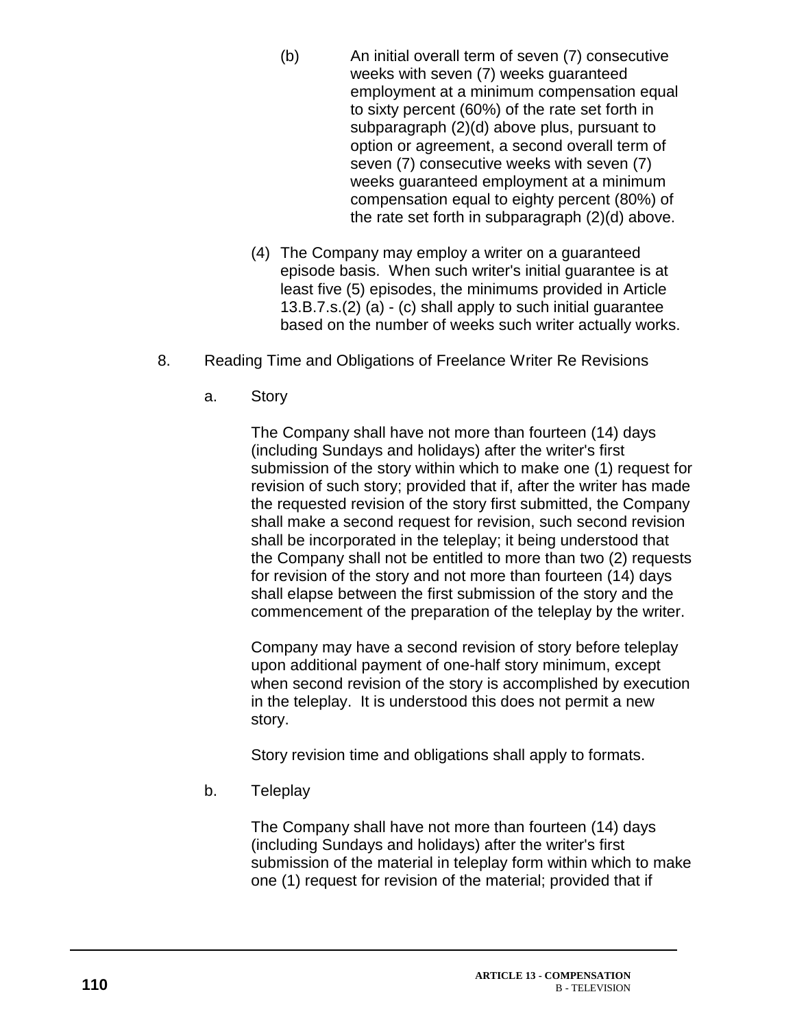(b) An initial overall term of seven (7) consecutive weeks with seven (7) weeks guaranteed employment at a minimum compensation equal to sixty percent (60%) of the rate set forth in subparagraph (2)(d) above plus, pursuant to option or agreement, a second overall term of seven (7) consecutive weeks with seven (7) weeks guaranteed employment at a minimum compensation equal to eighty percent (80%) of the rate set forth in subparagraph (2)(d) above.

(4) The Company may employ a writer on a guaranteed episode basis. When such writer's initial guarantee is at least five (5) episodes, the minimums provided in Article 13.B.7.s.(2) (a) - (c) shall apply to such initial guarantee based on the number of weeks such writer actually works.

8. Reading Time and Obligations of Freelance Writer Re Revisions

a. Story

The Company shall have not more than fourteen (14) days (including Sundays and holidays) after the writer's first submission of the story within which to make one (1) request for revision of such story; provided that if, after the writer has made the requested revision of the story first submitted, the Company shall make a second request for revision, such second revision shall be incorporated in the teleplay; it being understood that the Company shall not be entitled to more than two (2) requests for revision of the story and not more than fourteen (14) days shall elapse between the first submission of the story and the commencement of the preparation of the teleplay by the writer.

Company may have a second revision of story before teleplay upon additional payment of one-half story minimum, except when second revision of the story is accomplished by execution in the teleplay. It is understood this does not permit a new story.

Story revision time and obligations shall apply to formats.

b. Teleplay

The Company shall have not more than fourteen (14) days (including Sundays and holidays) after the writer's first submission of the material in teleplay form within which to make one (1) request for revision of the material; provided that if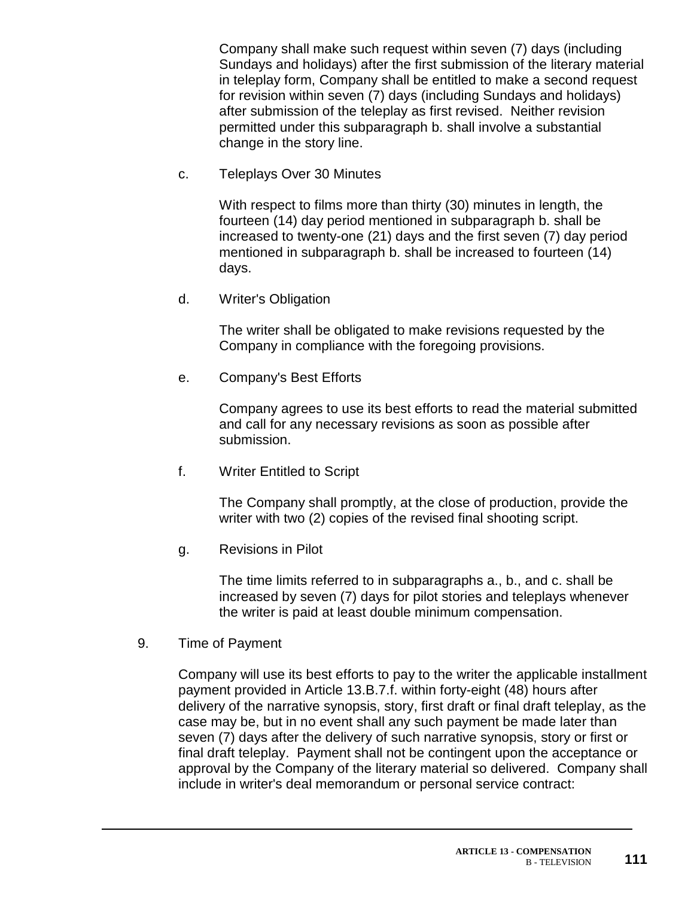Company shall make such request within seven (7) days (including Sundays and holidays) after the first submission of the literary material in teleplay form, Company shall be entitled to make a second request for revision within seven (7) days (including Sundays and holidays) after submission of the teleplay as first revised. Neither revision permitted under this subparagraph b. shall involve a substantial change in the story line.

c. Teleplays Over 30 Minutes

With respect to films more than thirty (30) minutes in length, the fourteen (14) day period mentioned in subparagraph b. shall be increased to twenty-one (21) days and the first seven (7) day period mentioned in subparagraph b. shall be increased to fourteen (14) days.

d. Writer's Obligation

The writer shall be obligated to make revisions requested by the Company in compliance with the foregoing provisions.

e. Company's Best Efforts

Company agrees to use its best efforts to read the material submitted and call for any necessary revisions as soon as possible after submission.

f. Writer Entitled to Script

The Company shall promptly, at the close of production, provide the writer with two (2) copies of the revised final shooting script.

g. Revisions in Pilot

The time limits referred to in subparagraphs a., b., and c. shall be increased by seven (7) days for pilot stories and teleplays whenever the writer is paid at least double minimum compensation.

9. Time of Payment

Company will use its best efforts to pay to the writer the applicable installment payment provided in Article 13.B.7.f. within forty-eight (48) hours after delivery of the narrative synopsis, story, first draft or final draft teleplay, as the case may be, but in no event shall any such payment be made later than seven (7) days after the delivery of such narrative synopsis, story or first or final draft teleplay. Payment shall not be contingent upon the acceptance or approval by the Company of the literary material so delivered. Company shall include in writer's deal memorandum or personal service contract: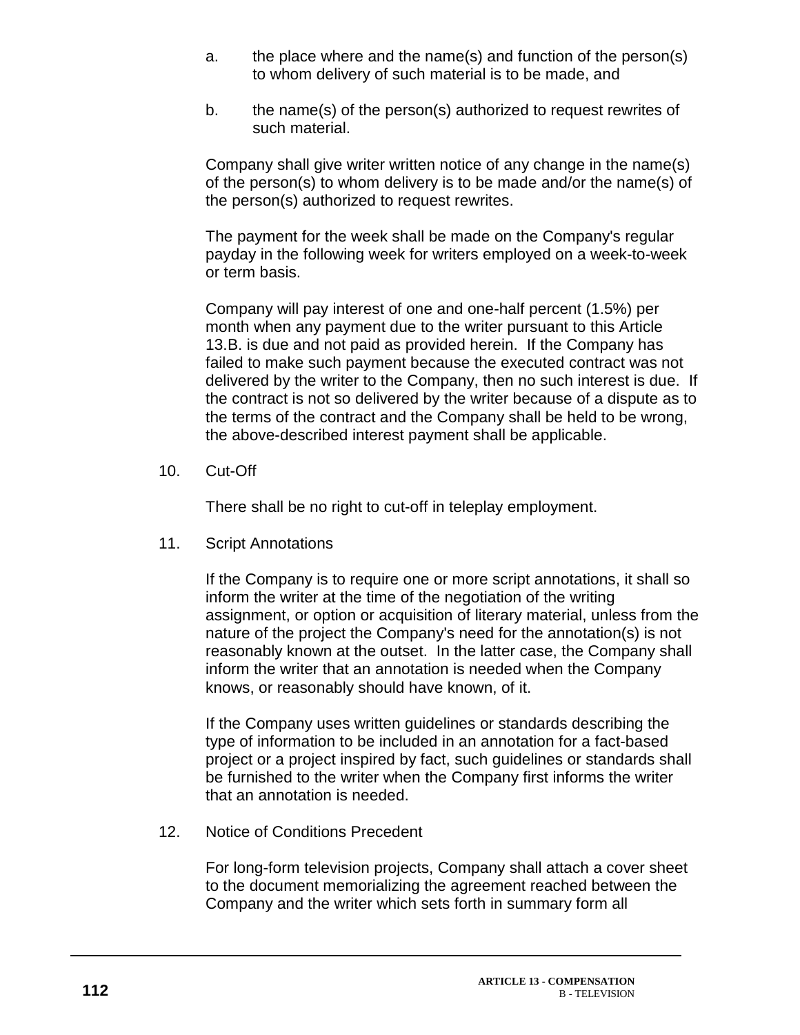a. the place where and the name(s) and function of the person(s) to whom delivery of such material is to be made, and

b. the name(s) of the person(s) authorized to request rewrites of such material.

Company shall give writer written notice of any change in the name(s) of the person(s) to whom delivery is to be made and/or the name(s) of the person(s) authorized to request rewrites.

The payment for the week shall be made on the Company's regular payday in the following week for writers employed on a week-to-week or term basis.

Company will pay interest of one and one-half percent (1.5%) per month when any payment due to the writer pursuant to this Article 13.B. is due and not paid as provided herein. If the Company has failed to make such payment because the executed contract was not delivered by the writer to the Company, then no such interest is due. If the contract is not so delivered by the writer because of a dispute as to the terms of the contract and the Company shall be held to be wrong, the above-described interest payment shall be applicable.

10. Cut-Off

There shall be no right to cut-off in teleplay employment.

11. Script Annotations

If the Company is to require one or more script annotations, it shall so inform the writer at the time of the negotiation of the writing assignment, or option or acquisition of literary material, unless from the nature of the project the Company's need for the annotation(s) is not reasonably known at the outset. In the latter case, the Company shall inform the writer that an annotation is needed when the Company knows, or reasonably should have known, of it.

If the Company uses written guidelines or standards describing the type of information to be included in an annotation for a fact-based project or a project inspired by fact, such guidelines or standards shall be furnished to the writer when the Company first informs the writer that an annotation is needed.

12. Notice of Conditions Precedent

For long-form television projects, Company shall attach a cover sheet to the document memorializing the agreement reached between the Company and the writer which sets forth in summary form all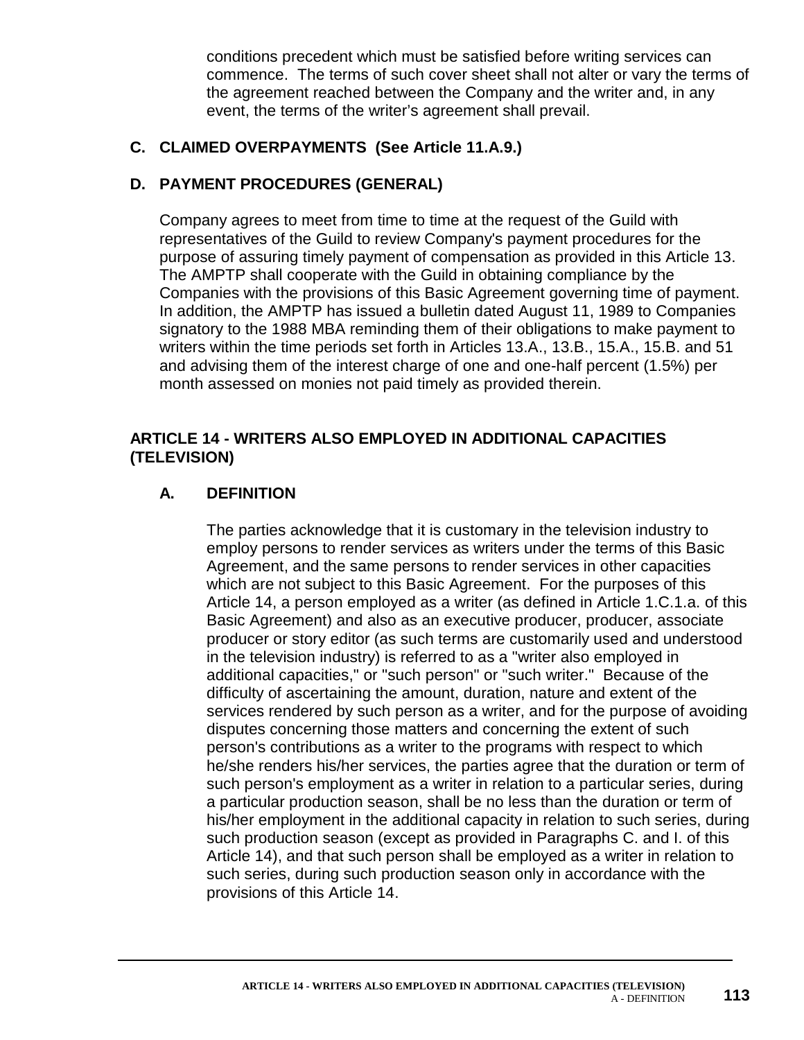conditions precedent which must be satisfied before writing services can commence. The terms of such cover sheet shall not alter or vary the terms of the agreement reached between the Company and the writer and, in any event, the terms of the writer's agreement shall prevail.

### C. CLAIMED OVERPAYMENTS (See Article 11.A.9.)

### D. PAYMENT PROCEDURES (GENERAL)

Company agrees to meet from time to time at the request of the Guild with representatives of the Guild to review Company's payment procedures for the purpose of assuring timely payment of compensation as provided in this Article 13. The AMPTP shall cooperate with the Guild in obtaining compliance by the Companies with the provisions of this Basic Agreement governing time of payment. In addition, the AMPTP has issued a bulletin dated August 11, 1989 to Companies signatory to the 1988 MBA reminding them of their obligations to make payment to writers within the time periods set forth in Articles 13.A., 13.B., 15.A., 15.B. and 51 and advising them of the interest charge of one and one-half percent (1.5%) per month assessed on monies not paid timely as provided therein.

## ARTICLE 14 - WRITERS ALSO EMPLOYED IN ADDITIONAL CAPACITIES (TELEVISION)

### A. DEFINITION

The parties acknowledge that it is customary in the television industry to employ persons to render services as writers under the terms of this Basic Agreement, and the same persons to render services in other capacities which are not subject to this Basic Agreement. For the purposes of this Article 14, a person employed as a writer (as defined in Article 1.C.1.a. of this Basic Agreement) and also as an executive producer, producer, associate producer or story editor (as such terms are customarily used and understood in the television industry) is referred to as a "writer also employed in additional capacities," or "such person" or "such writer." Because of the difficulty of ascertaining the amount, duration, nature and extent of the services rendered by such person as a writer, and for the purpose of avoiding disputes concerning those matters and concerning the extent of such person's contributions as a writer to the programs with respect to which he/she renders his/her services, the parties agree that the duration or term of such person's employment as a writer in relation to a particular series, during a particular production season, shall be no less than the duration or term of his/her employment in the additional capacity in relation to such series, during such production season (except as provided in Paragraphs C. and I. of this Article 14), and that such person shall be employed as a writer in relation to such series, during such production season only in accordance with the provisions of this Article 14.